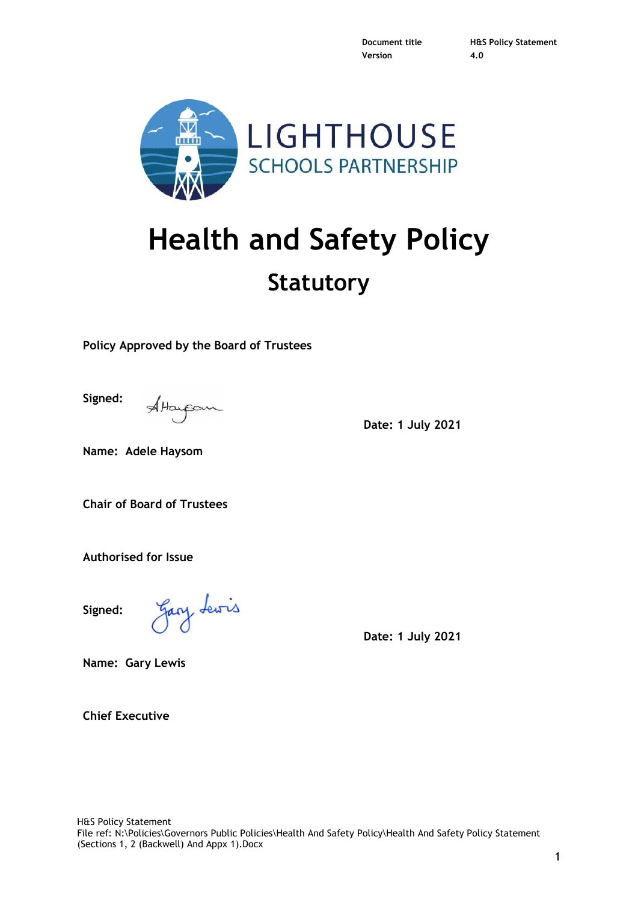| Document title | H&S Policy Statement |
| --- | --- |
| Version | 4.0 |

LIGHTHOUSE
SCHOOLS PARTNERSHIP

# Health and Safety Policy

## Statutory

**Policy Approved by the Board of Trustees**

**Signed:**

**Date: 1 July 2021**

**Name: Adele Haysom**

**Chair of Board of Trustees**

**Authorised for Issue**

**Signed:**

**Date: 1 July 2021**

**Name: Gary Lewis**

**Chief Executive**

H&S Policy Statement
File ref: N:\Policies\Governors Public Policies\Health And Safety Policy\Health And Safety Policy Statement (Sections 1, 2 (Backwell) And Appx 1).Docx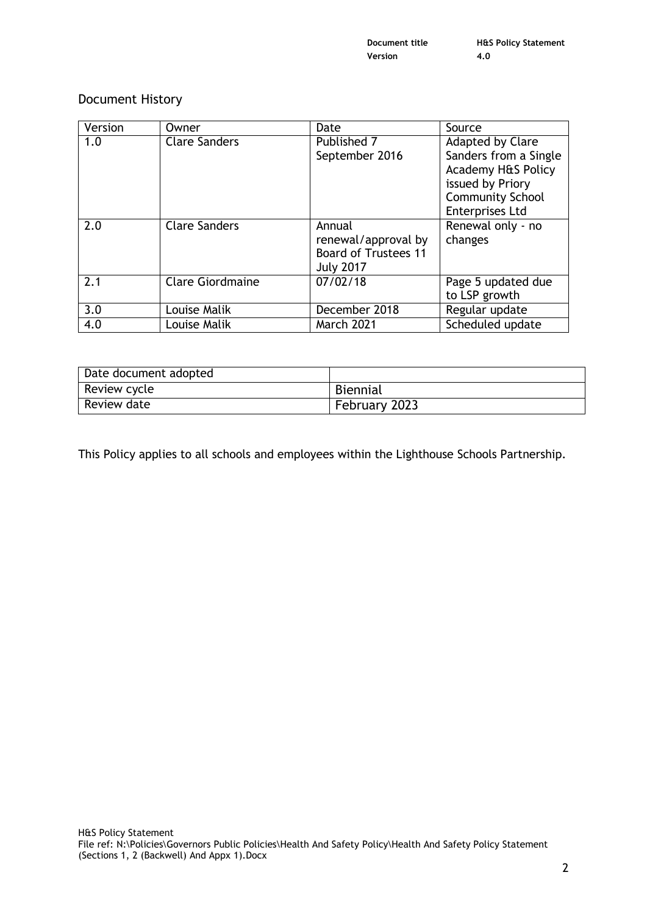## Document History

| Version | Owner | Date | Source |
|---|---|---|---|
| 1.0 | Clare Sanders | Published 7 September 2016 | Adapted by Clare Sanders from a Single Academy H&S Policy issued by Priory Community School Enterprises Ltd |
| 2.0 | Clare Sanders | Annual renewal/approval by Board of Trustees 11 July 2017 | Renewal only - no changes |
| 2.1 | Clare Giordmaine | 07/02/18 | Page 5 updated due to LSP growth |
| 3.0 | Louise Malik | December 2018 | Regular update |
| 4.0 | Louise Malik | March 2021 | Scheduled update |

| Date document adopted | |
|---|---|
| Review cycle | Biennial |
| Review date | February 2023 |

This Policy applies to all schools and employees within the Lighthouse Schools Partnership.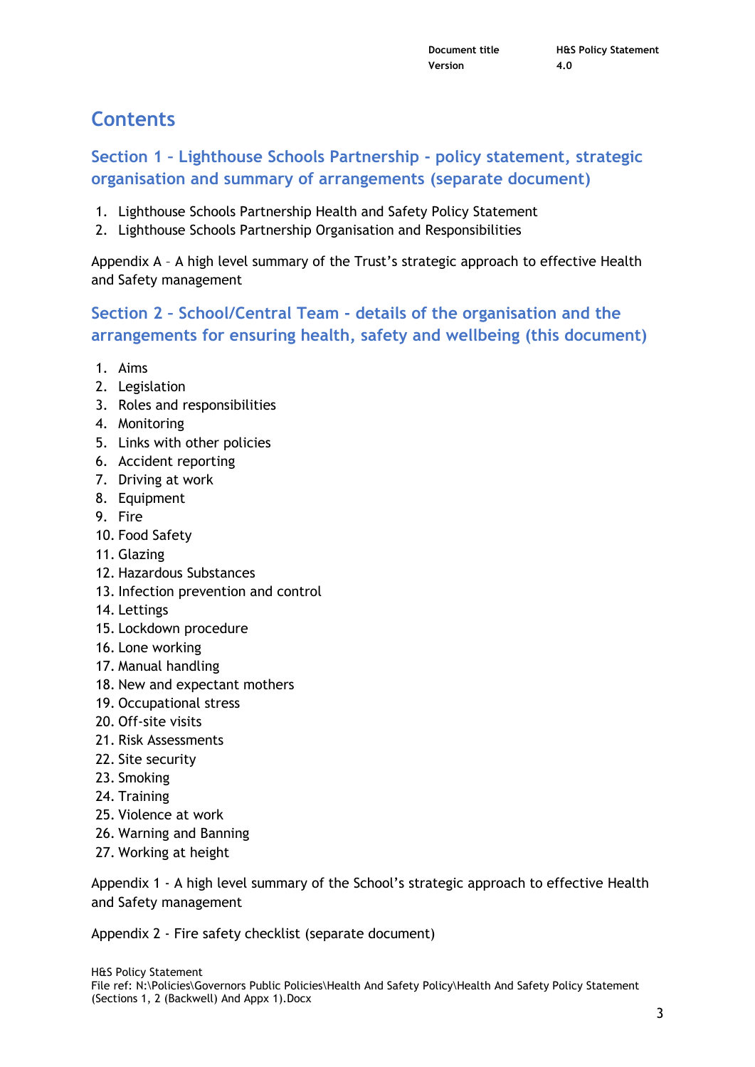# Contents

## Section 1 – Lighthouse Schools Partnership - policy statement, strategic organisation and summary of arrangements (separate document)

1. Lighthouse Schools Partnership Health and Safety Policy Statement
2. Lighthouse Schools Partnership Organisation and Responsibilities

Appendix A – A high level summary of the Trust's strategic approach to effective Health and Safety management

## Section 2 – School/Central Team - details of the organisation and the arrangements for ensuring health, safety and wellbeing (this document)

1. Aims
2. Legislation
3. Roles and responsibilities
4. Monitoring
5. Links with other policies
6. Accident reporting
7. Driving at work
8. Equipment
9. Fire
10. Food Safety
11. Glazing
12. Hazardous Substances
13. Infection prevention and control
14. Lettings
15. Lockdown procedure
16. Lone working
17. Manual handling
18. New and expectant mothers
19. Occupational stress
20. Off-site visits
21. Risk Assessments
22. Site security
23. Smoking
24. Training
25. Violence at work
26. Warning and Banning
27. Working at height

Appendix 1 - A high level summary of the School's strategic approach to effective Health and Safety management

Appendix 2 - Fire safety checklist (separate document)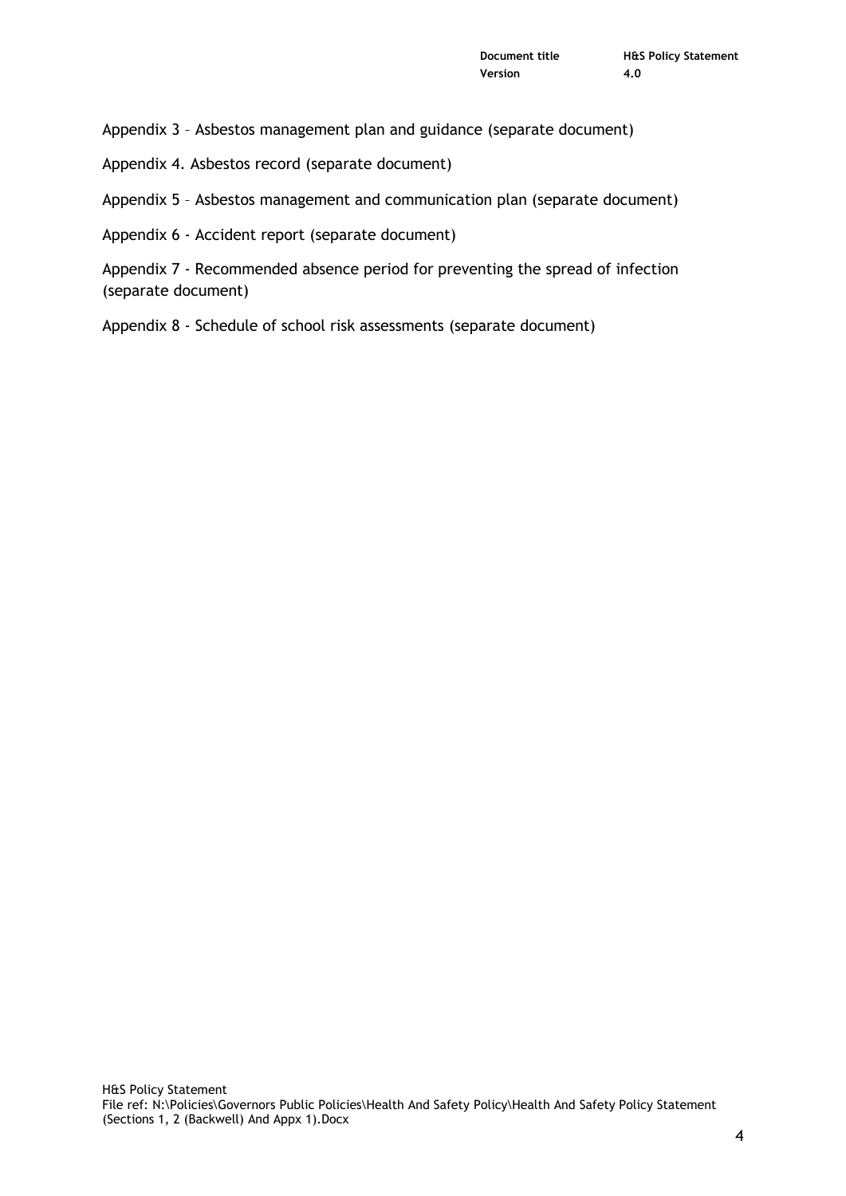Appendix 3 – Asbestos management plan and guidance (separate document)

Appendix 4. Asbestos record (separate document)

Appendix 5 – Asbestos management and communication plan (separate document)

Appendix 6 - Accident report (separate document)

Appendix 7 - Recommended absence period for preventing the spread of infection (separate document)

Appendix 8 - Schedule of school risk assessments (separate document)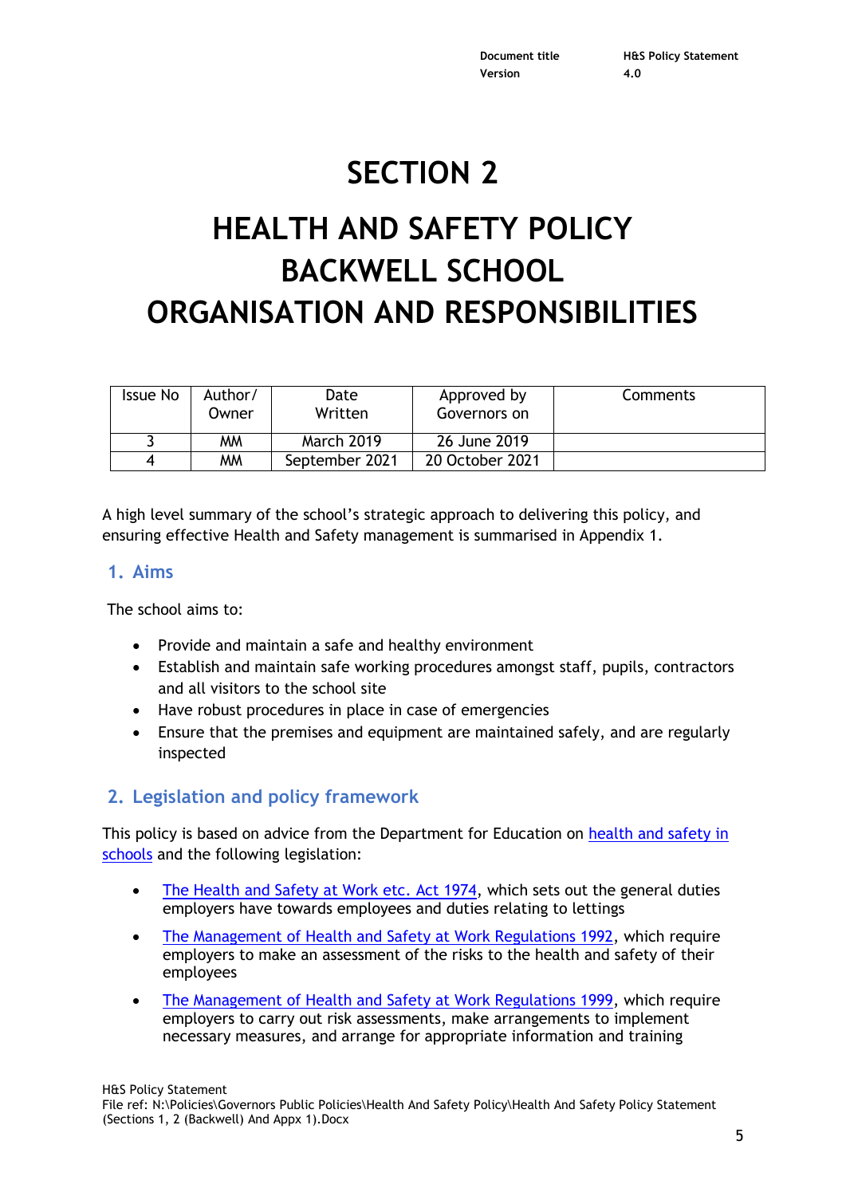# SECTION 2

# HEALTH AND SAFETY POLICY BACKWELL SCHOOL ORGANISATION AND RESPONSIBILITIES

| Issue No | Author/ Owner | Date Written | Approved by Governors on | Comments |
|---|---|---|---|---|
| 3 | MM | March 2019 | 26 June 2019 | |
| 4 | MM | September 2021 | 20 October 2021 | |

A high level summary of the school's strategic approach to delivering this policy, and ensuring effective Health and Safety management is summarised in Appendix 1.

## 1. Aims

The school aims to:

- Provide and maintain a safe and healthy environment
- Establish and maintain safe working procedures amongst staff, pupils, contractors and all visitors to the school site
- Have robust procedures in place in case of emergencies
- Ensure that the premises and equipment are maintained safely, and are regularly inspected

## 2. Legislation and policy framework

This policy is based on advice from the Department for Education on health and safety in schools and the following legislation:

- The Health and Safety at Work etc. Act 1974, which sets out the general duties employers have towards employees and duties relating to lettings
- The Management of Health and Safety at Work Regulations 1992, which require employers to make an assessment of the risks to the health and safety of their employees
- The Management of Health and Safety at Work Regulations 1999, which require employers to carry out risk assessments, make arrangements to implement necessary measures, and arrange for appropriate information and training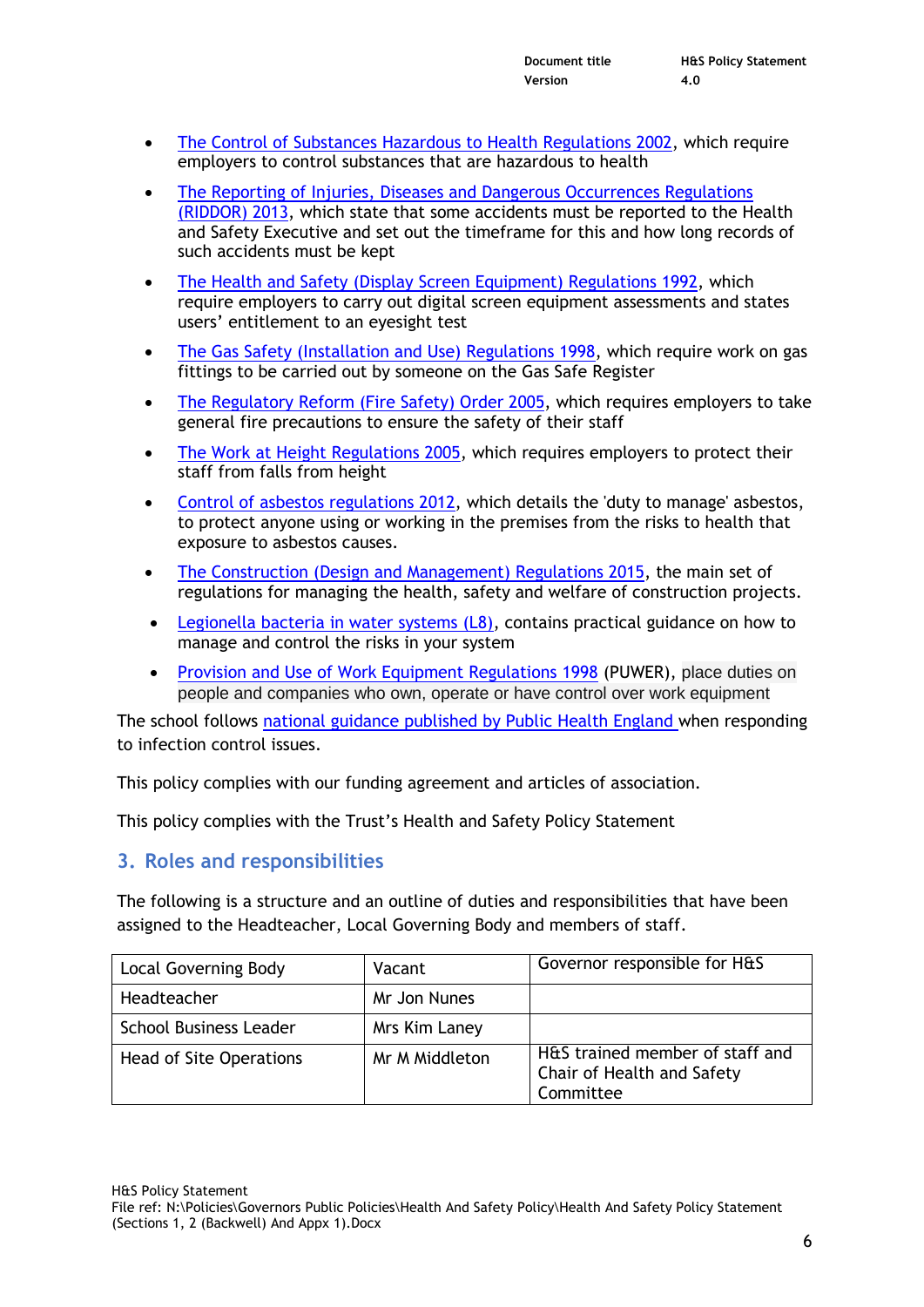- The Control of Substances Hazardous to Health Regulations 2002, which require employers to control substances that are hazardous to health
- The Reporting of Injuries, Diseases and Dangerous Occurrences Regulations (RIDDOR) 2013, which state that some accidents must be reported to the Health and Safety Executive and set out the timeframe for this and how long records of such accidents must be kept
- The Health and Safety (Display Screen Equipment) Regulations 1992, which require employers to carry out digital screen equipment assessments and states users' entitlement to an eyesight test
- The Gas Safety (Installation and Use) Regulations 1998, which require work on gas fittings to be carried out by someone on the Gas Safe Register
- The Regulatory Reform (Fire Safety) Order 2005, which requires employers to take general fire precautions to ensure the safety of their staff
- The Work at Height Regulations 2005, which requires employers to protect their staff from falls from height
- Control of asbestos regulations 2012, which details the 'duty to manage' asbestos, to protect anyone using or working in the premises from the risks to health that exposure to asbestos causes.
- The Construction (Design and Management) Regulations 2015, the main set of regulations for managing the health, safety and welfare of construction projects.
- Legionella bacteria in water systems (L8), contains practical guidance on how to manage and control the risks in your system
- Provision and Use of Work Equipment Regulations 1998 (PUWER), place duties on people and companies who own, operate or have control over work equipment

The school follows national guidance published by Public Health England when responding to infection control issues.

This policy complies with our funding agreement and articles of association.

This policy complies with the Trust's Health and Safety Policy Statement

## 3. Roles and responsibilities

The following is a structure and an outline of duties and responsibilities that have been assigned to the Headteacher, Local Governing Body and members of staff.

| Local Governing Body | Vacant | Governor responsible for H&S |
|---|---|---|
| Headteacher | Mr Jon Nunes | |
| School Business Leader | Mrs Kim Laney | |
| Head of Site Operations | Mr M Middleton | H&S trained member of staff and Chair of Health and Safety Committee |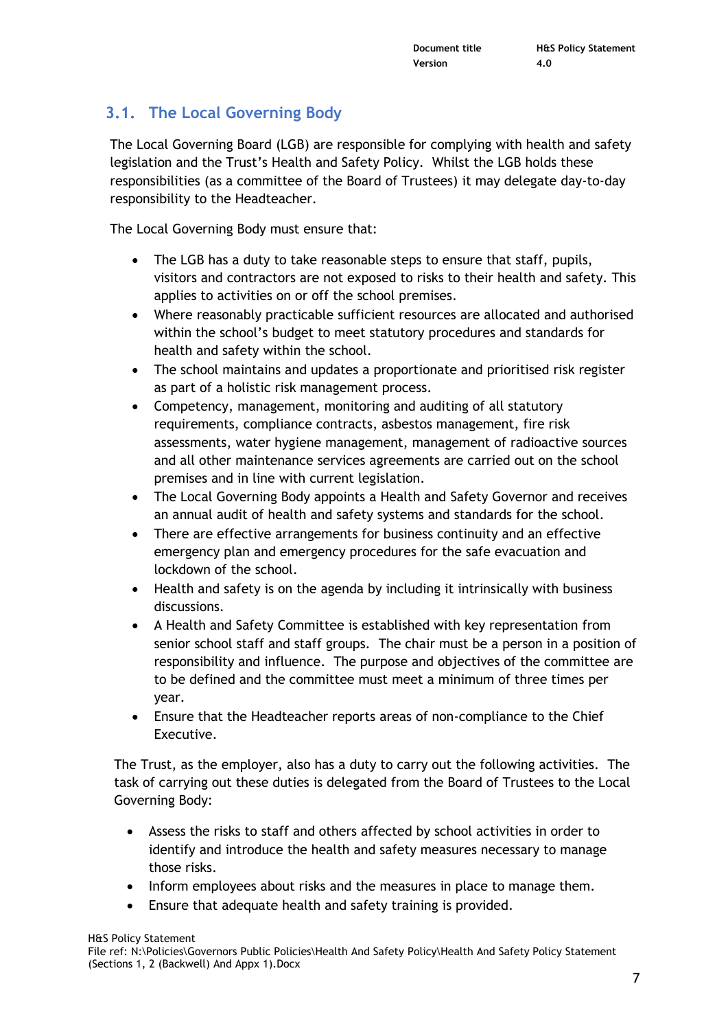## 3.1. The Local Governing Body

The Local Governing Board (LGB) are responsible for complying with health and safety legislation and the Trust's Health and Safety Policy. Whilst the LGB holds these responsibilities (as a committee of the Board of Trustees) it may delegate day-to-day responsibility to the Headteacher.

The Local Governing Body must ensure that:

- The LGB has a duty to take reasonable steps to ensure that staff, pupils, visitors and contractors are not exposed to risks to their health and safety. This applies to activities on or off the school premises.
- Where reasonably practicable sufficient resources are allocated and authorised within the school's budget to meet statutory procedures and standards for health and safety within the school.
- The school maintains and updates a proportionate and prioritised risk register as part of a holistic risk management process.
- Competency, management, monitoring and auditing of all statutory requirements, compliance contracts, asbestos management, fire risk assessments, water hygiene management, management of radioactive sources and all other maintenance services agreements are carried out on the school premises and in line with current legislation.
- The Local Governing Body appoints a Health and Safety Governor and receives an annual audit of health and safety systems and standards for the school.
- There are effective arrangements for business continuity and an effective emergency plan and emergency procedures for the safe evacuation and lockdown of the school.
- Health and safety is on the agenda by including it intrinsically with business discussions.
- A Health and Safety Committee is established with key representation from senior school staff and staff groups. The chair must be a person in a position of responsibility and influence. The purpose and objectives of the committee are to be defined and the committee must meet a minimum of three times per year.
- Ensure that the Headteacher reports areas of non-compliance to the Chief Executive.

The Trust, as the employer, also has a duty to carry out the following activities. The task of carrying out these duties is delegated from the Board of Trustees to the Local Governing Body:

- Assess the risks to staff and others affected by school activities in order to identify and introduce the health and safety measures necessary to manage those risks.
- Inform employees about risks and the measures in place to manage them.
- Ensure that adequate health and safety training is provided.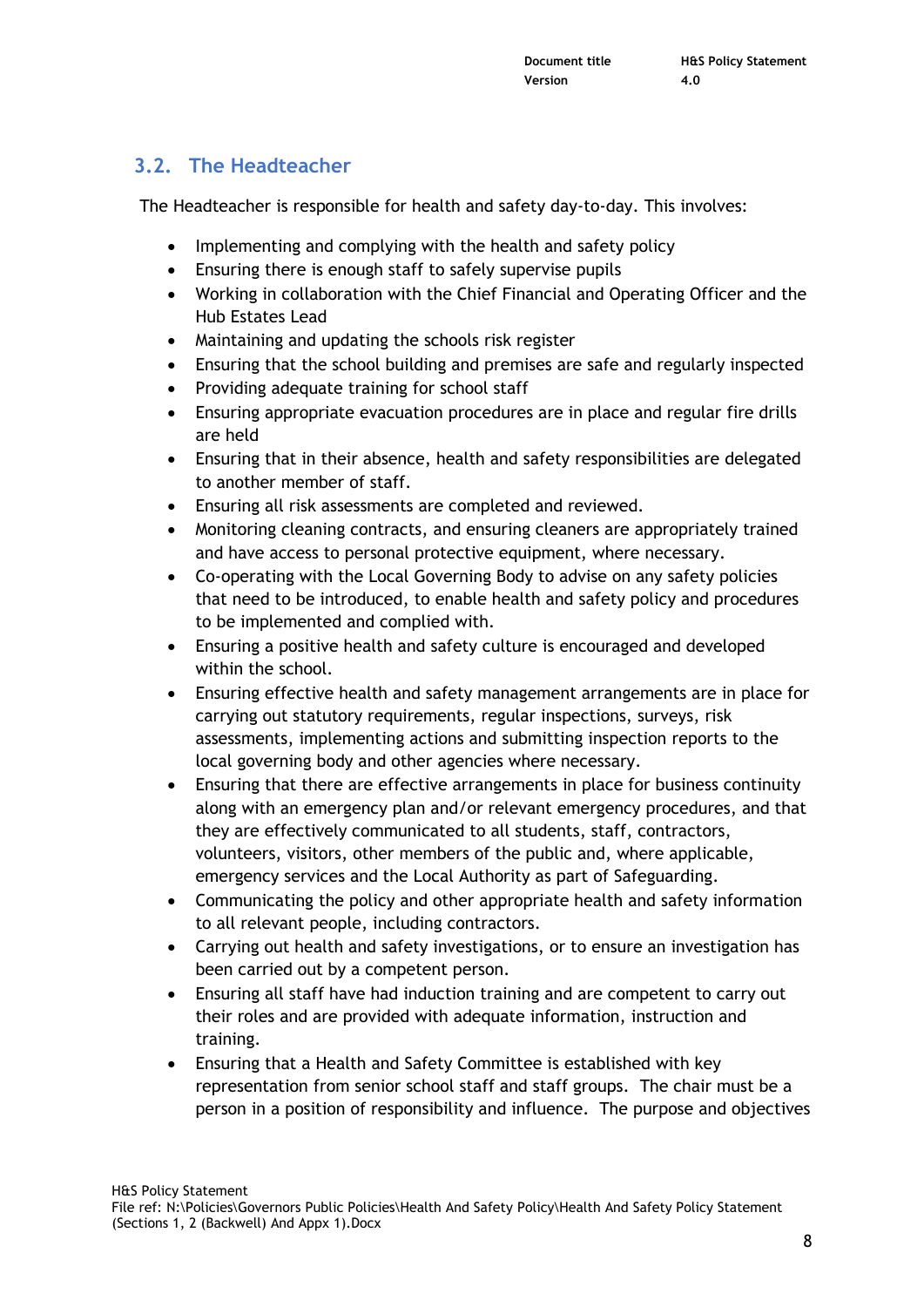## 3.2. The Headteacher

The Headteacher is responsible for health and safety day-to-day. This involves:

- Implementing and complying with the health and safety policy
- Ensuring there is enough staff to safely supervise pupils
- Working in collaboration with the Chief Financial and Operating Officer and the Hub Estates Lead
- Maintaining and updating the schools risk register
- Ensuring that the school building and premises are safe and regularly inspected
- Providing adequate training for school staff
- Ensuring appropriate evacuation procedures are in place and regular fire drills are held
- Ensuring that in their absence, health and safety responsibilities are delegated to another member of staff.
- Ensuring all risk assessments are completed and reviewed.
- Monitoring cleaning contracts, and ensuring cleaners are appropriately trained and have access to personal protective equipment, where necessary.
- Co-operating with the Local Governing Body to advise on any safety policies that need to be introduced, to enable health and safety policy and procedures to be implemented and complied with.
- Ensuring a positive health and safety culture is encouraged and developed within the school.
- Ensuring effective health and safety management arrangements are in place for carrying out statutory requirements, regular inspections, surveys, risk assessments, implementing actions and submitting inspection reports to the local governing body and other agencies where necessary.
- Ensuring that there are effective arrangements in place for business continuity along with an emergency plan and/or relevant emergency procedures, and that they are effectively communicated to all students, staff, contractors, volunteers, visitors, other members of the public and, where applicable, emergency services and the Local Authority as part of Safeguarding.
- Communicating the policy and other appropriate health and safety information to all relevant people, including contractors.
- Carrying out health and safety investigations, or to ensure an investigation has been carried out by a competent person.
- Ensuring all staff have had induction training and are competent to carry out their roles and are provided with adequate information, instruction and training.
- Ensuring that a Health and Safety Committee is established with key representation from senior school staff and staff groups. The chair must be a person in a position of responsibility and influence. The purpose and objectives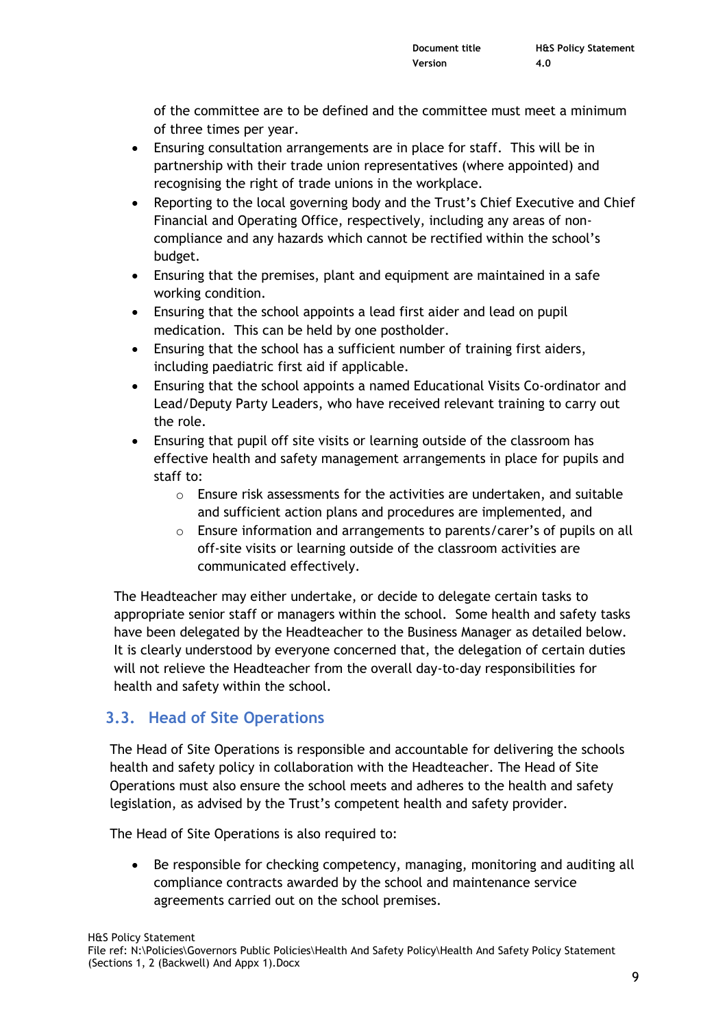of the committee are to be defined and the committee must meet a minimum of three times per year.

- Ensuring consultation arrangements are in place for staff. This will be in partnership with their trade union representatives (where appointed) and recognising the right of trade unions in the workplace.
- Reporting to the local governing body and the Trust's Chief Executive and Chief Financial and Operating Office, respectively, including any areas of non-compliance and any hazards which cannot be rectified within the school's budget.
- Ensuring that the premises, plant and equipment are maintained in a safe working condition.
- Ensuring that the school appoints a lead first aider and lead on pupil medication. This can be held by one postholder.
- Ensuring that the school has a sufficient number of training first aiders, including paediatric first aid if applicable.
- Ensuring that the school appoints a named Educational Visits Co-ordinator and Lead/Deputy Party Leaders, who have received relevant training to carry out the role.
- Ensuring that pupil off site visits or learning outside of the classroom has effective health and safety management arrangements in place for pupils and staff to:
  - Ensure risk assessments for the activities are undertaken, and suitable and sufficient action plans and procedures are implemented, and
  - Ensure information and arrangements to parents/carer's of pupils on all off-site visits or learning outside of the classroom activities are communicated effectively.

The Headteacher may either undertake, or decide to delegate certain tasks to appropriate senior staff or managers within the school. Some health and safety tasks have been delegated by the Headteacher to the Business Manager as detailed below. It is clearly understood by everyone concerned that, the delegation of certain duties will not relieve the Headteacher from the overall day-to-day responsibilities for health and safety within the school.

## 3.3. Head of Site Operations

The Head of Site Operations is responsible and accountable for delivering the schools health and safety policy in collaboration with the Headteacher. The Head of Site Operations must also ensure the school meets and adheres to the health and safety legislation, as advised by the Trust's competent health and safety provider.

The Head of Site Operations is also required to:

- Be responsible for checking competency, managing, monitoring and auditing all compliance contracts awarded by the school and maintenance service agreements carried out on the school premises.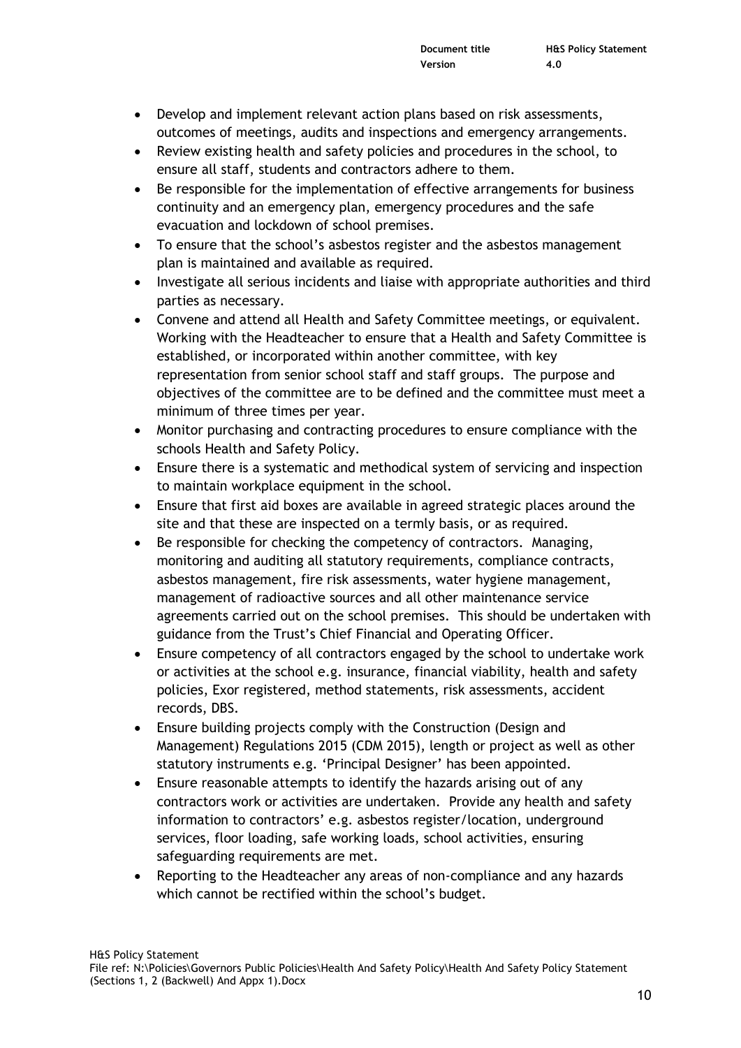- Develop and implement relevant action plans based on risk assessments, outcomes of meetings, audits and inspections and emergency arrangements.
- Review existing health and safety policies and procedures in the school, to ensure all staff, students and contractors adhere to them.
- Be responsible for the implementation of effective arrangements for business continuity and an emergency plan, emergency procedures and the safe evacuation and lockdown of school premises.
- To ensure that the school's asbestos register and the asbestos management plan is maintained and available as required.
- Investigate all serious incidents and liaise with appropriate authorities and third parties as necessary.
- Convene and attend all Health and Safety Committee meetings, or equivalent. Working with the Headteacher to ensure that a Health and Safety Committee is established, or incorporated within another committee, with key representation from senior school staff and staff groups. The purpose and objectives of the committee are to be defined and the committee must meet a minimum of three times per year.
- Monitor purchasing and contracting procedures to ensure compliance with the schools Health and Safety Policy.
- Ensure there is a systematic and methodical system of servicing and inspection to maintain workplace equipment in the school.
- Ensure that first aid boxes are available in agreed strategic places around the site and that these are inspected on a termly basis, or as required.
- Be responsible for checking the competency of contractors. Managing, monitoring and auditing all statutory requirements, compliance contracts, asbestos management, fire risk assessments, water hygiene management, management of radioactive sources and all other maintenance service agreements carried out on the school premises. This should be undertaken with guidance from the Trust's Chief Financial and Operating Officer.
- Ensure competency of all contractors engaged by the school to undertake work or activities at the school e.g. insurance, financial viability, health and safety policies, Exor registered, method statements, risk assessments, accident records, DBS.
- Ensure building projects comply with the Construction (Design and Management) Regulations 2015 (CDM 2015), length or project as well as other statutory instruments e.g. 'Principal Designer' has been appointed.
- Ensure reasonable attempts to identify the hazards arising out of any contractors work or activities are undertaken. Provide any health and safety information to contractors' e.g. asbestos register/location, underground services, floor loading, safe working loads, school activities, ensuring safeguarding requirements are met.
- Reporting to the Headteacher any areas of non-compliance and any hazards which cannot be rectified within the school's budget.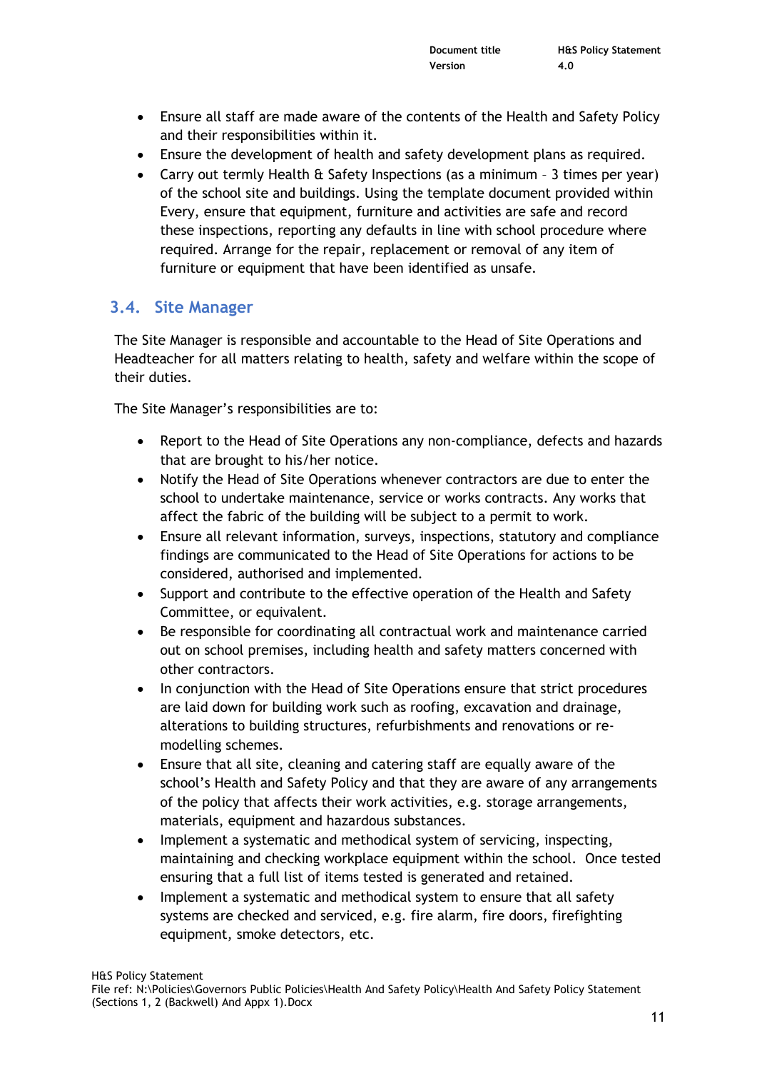- Ensure all staff are made aware of the contents of the Health and Safety Policy and their responsibilities within it.
- Ensure the development of health and safety development plans as required.
- Carry out termly Health & Safety Inspections (as a minimum – 3 times per year) of the school site and buildings. Using the template document provided within Every, ensure that equipment, furniture and activities are safe and record these inspections, reporting any defaults in line with school procedure where required. Arrange for the repair, replacement or removal of any item of furniture or equipment that have been identified as unsafe.

### 3.4. Site Manager

The Site Manager is responsible and accountable to the Head of Site Operations and Headteacher for all matters relating to health, safety and welfare within the scope of their duties.

The Site Manager's responsibilities are to:

- Report to the Head of Site Operations any non-compliance, defects and hazards that are brought to his/her notice.
- Notify the Head of Site Operations whenever contractors are due to enter the school to undertake maintenance, service or works contracts. Any works that affect the fabric of the building will be subject to a permit to work.
- Ensure all relevant information, surveys, inspections, statutory and compliance findings are communicated to the Head of Site Operations for actions to be considered, authorised and implemented.
- Support and contribute to the effective operation of the Health and Safety Committee, or equivalent.
- Be responsible for coordinating all contractual work and maintenance carried out on school premises, including health and safety matters concerned with other contractors.
- In conjunction with the Head of Site Operations ensure that strict procedures are laid down for building work such as roofing, excavation and drainage, alterations to building structures, refurbishments and renovations or re-modelling schemes.
- Ensure that all site, cleaning and catering staff are equally aware of the school's Health and Safety Policy and that they are aware of any arrangements of the policy that affects their work activities, e.g. storage arrangements, materials, equipment and hazardous substances.
- Implement a systematic and methodical system of servicing, inspecting, maintaining and checking workplace equipment within the school. Once tested ensuring that a full list of items tested is generated and retained.
- Implement a systematic and methodical system to ensure that all safety systems are checked and serviced, e.g. fire alarm, fire doors, firefighting equipment, smoke detectors, etc.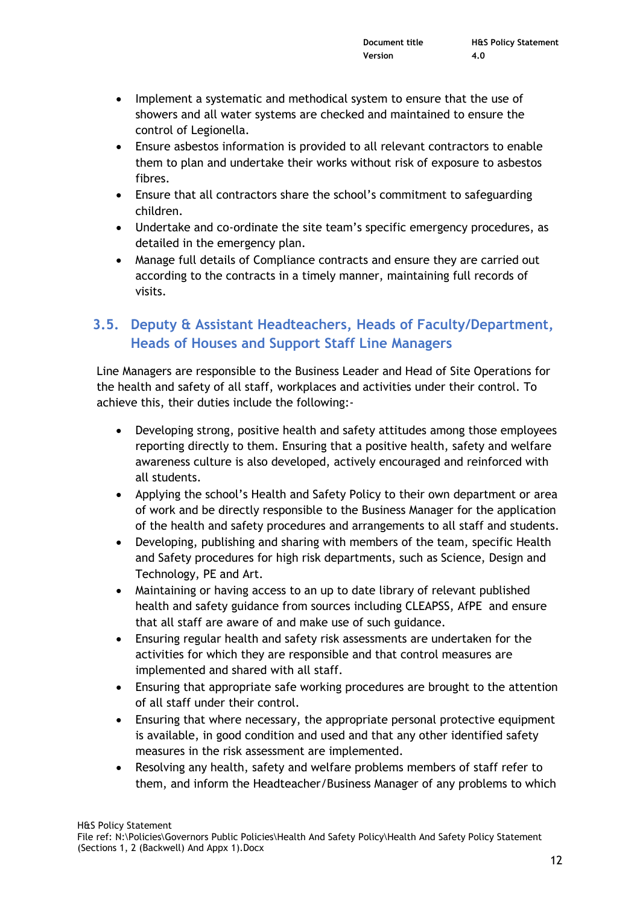- Implement a systematic and methodical system to ensure that the use of showers and all water systems are checked and maintained to ensure the control of Legionella.
- Ensure asbestos information is provided to all relevant contractors to enable them to plan and undertake their works without risk of exposure to asbestos fibres.
- Ensure that all contractors share the school's commitment to safeguarding children.
- Undertake and co-ordinate the site team's specific emergency procedures, as detailed in the emergency plan.
- Manage full details of Compliance contracts and ensure they are carried out according to the contracts in a timely manner, maintaining full records of visits.

## 3.5. Deputy & Assistant Headteachers, Heads of Faculty/Department, Heads of Houses and Support Staff Line Managers

Line Managers are responsible to the Business Leader and Head of Site Operations for the health and safety of all staff, workplaces and activities under their control. To achieve this, their duties include the following:-

- Developing strong, positive health and safety attitudes among those employees reporting directly to them. Ensuring that a positive health, safety and welfare awareness culture is also developed, actively encouraged and reinforced with all students.
- Applying the school's Health and Safety Policy to their own department or area of work and be directly responsible to the Business Manager for the application of the health and safety procedures and arrangements to all staff and students.
- Developing, publishing and sharing with members of the team, specific Health and Safety procedures for high risk departments, such as Science, Design and Technology, PE and Art.
- Maintaining or having access to an up to date library of relevant published health and safety guidance from sources including CLEAPSS, AfPE and ensure that all staff are aware of and make use of such guidance.
- Ensuring regular health and safety risk assessments are undertaken for the activities for which they are responsible and that control measures are implemented and shared with all staff.
- Ensuring that appropriate safe working procedures are brought to the attention of all staff under their control.
- Ensuring that where necessary, the appropriate personal protective equipment is available, in good condition and used and that any other identified safety measures in the risk assessment are implemented.
- Resolving any health, safety and welfare problems members of staff refer to them, and inform the Headteacher/Business Manager of any problems to which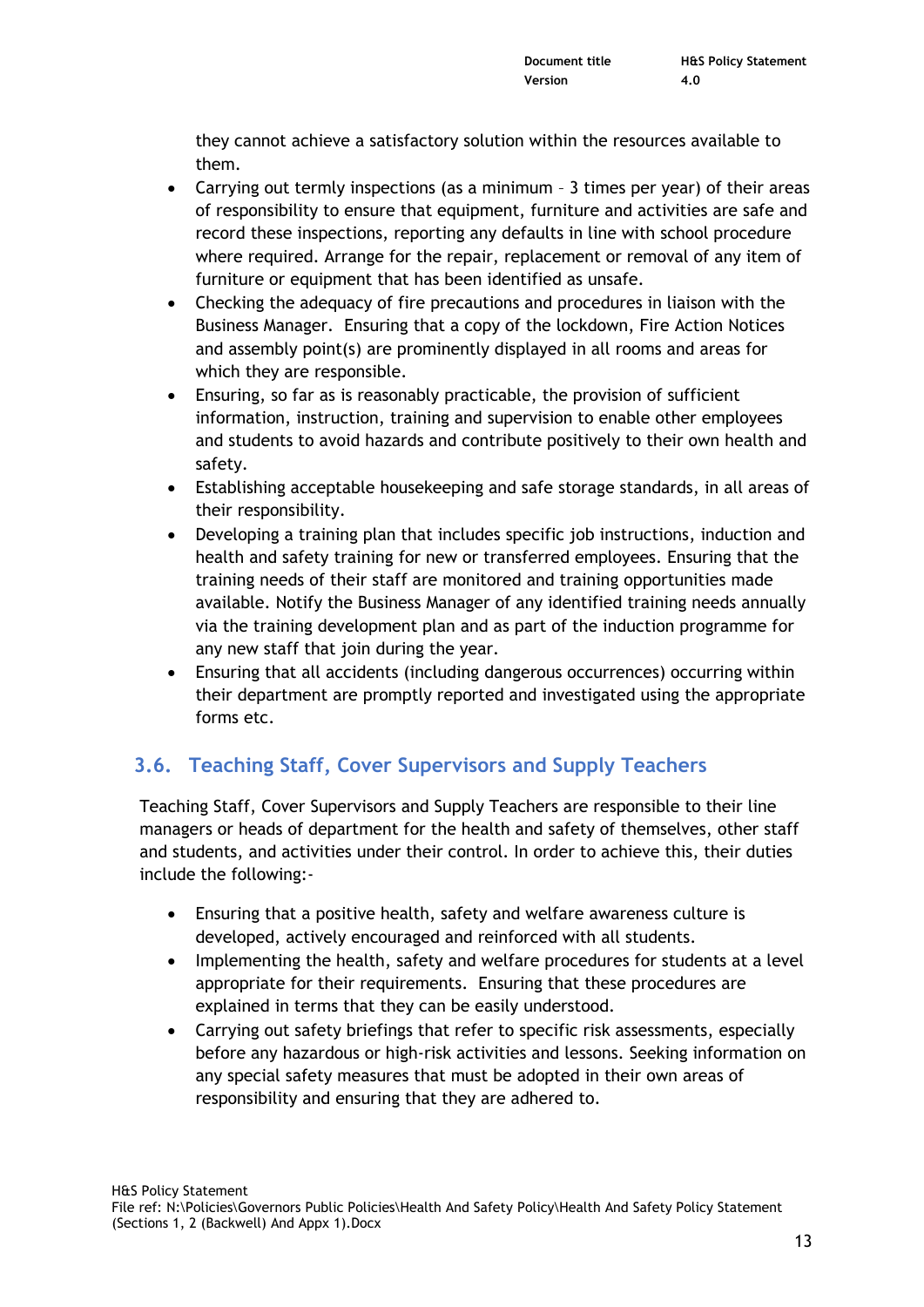they cannot achieve a satisfactory solution within the resources available to them.

- Carrying out termly inspections (as a minimum – 3 times per year) of their areas of responsibility to ensure that equipment, furniture and activities are safe and record these inspections, reporting any defaults in line with school procedure where required. Arrange for the repair, replacement or removal of any item of furniture or equipment that has been identified as unsafe.
- Checking the adequacy of fire precautions and procedures in liaison with the Business Manager. Ensuring that a copy of the lockdown, Fire Action Notices and assembly point(s) are prominently displayed in all rooms and areas for which they are responsible.
- Ensuring, so far as is reasonably practicable, the provision of sufficient information, instruction, training and supervision to enable other employees and students to avoid hazards and contribute positively to their own health and safety.
- Establishing acceptable housekeeping and safe storage standards, in all areas of their responsibility.
- Developing a training plan that includes specific job instructions, induction and health and safety training for new or transferred employees. Ensuring that the training needs of their staff are monitored and training opportunities made available. Notify the Business Manager of any identified training needs annually via the training development plan and as part of the induction programme for any new staff that join during the year.
- Ensuring that all accidents (including dangerous occurrences) occurring within their department are promptly reported and investigated using the appropriate forms etc.

## 3.6. Teaching Staff, Cover Supervisors and Supply Teachers

Teaching Staff, Cover Supervisors and Supply Teachers are responsible to their line managers or heads of department for the health and safety of themselves, other staff and students, and activities under their control. In order to achieve this, their duties include the following:-

- Ensuring that a positive health, safety and welfare awareness culture is developed, actively encouraged and reinforced with all students.
- Implementing the health, safety and welfare procedures for students at a level appropriate for their requirements. Ensuring that these procedures are explained in terms that they can be easily understood.
- Carrying out safety briefings that refer to specific risk assessments, especially before any hazardous or high-risk activities and lessons. Seeking information on any special safety measures that must be adopted in their own areas of responsibility and ensuring that they are adhered to.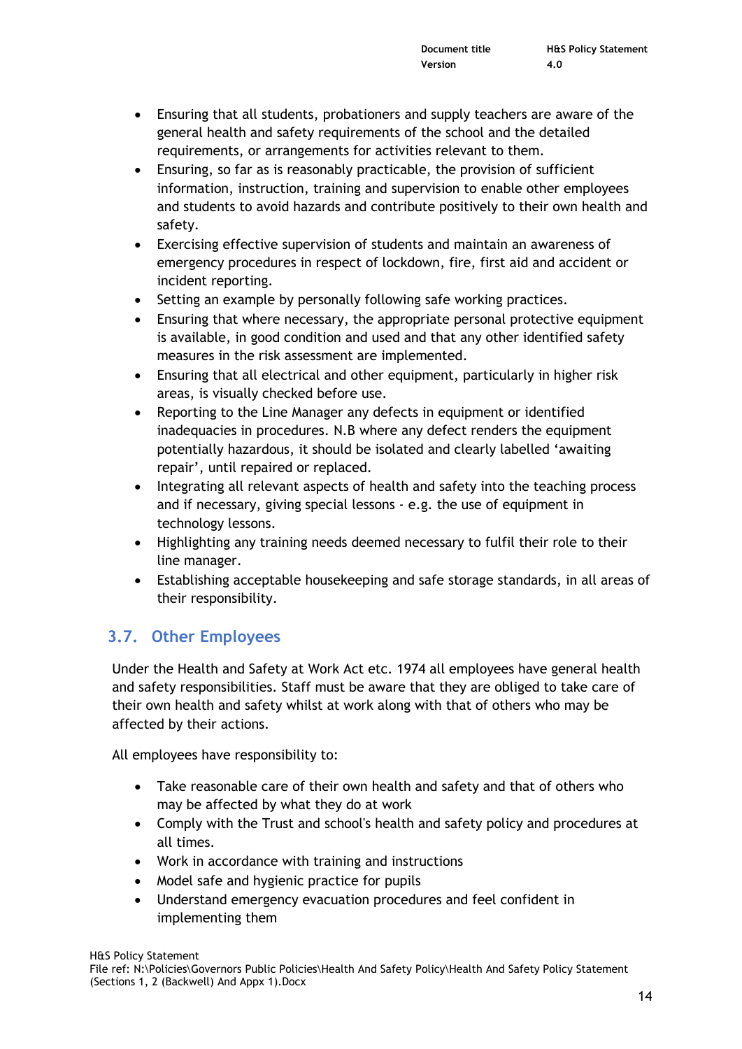- Ensuring that all students, probationers and supply teachers are aware of the general health and safety requirements of the school and the detailed requirements, or arrangements for activities relevant to them.
- Ensuring, so far as is reasonably practicable, the provision of sufficient information, instruction, training and supervision to enable other employees and students to avoid hazards and contribute positively to their own health and safety.
- Exercising effective supervision of students and maintain an awareness of emergency procedures in respect of lockdown, fire, first aid and accident or incident reporting.
- Setting an example by personally following safe working practices.
- Ensuring that where necessary, the appropriate personal protective equipment is available, in good condition and used and that any other identified safety measures in the risk assessment are implemented.
- Ensuring that all electrical and other equipment, particularly in higher risk areas, is visually checked before use.
- Reporting to the Line Manager any defects in equipment or identified inadequacies in procedures. N.B where any defect renders the equipment potentially hazardous, it should be isolated and clearly labelled 'awaiting repair', until repaired or replaced.
- Integrating all relevant aspects of health and safety into the teaching process and if necessary, giving special lessons - e.g. the use of equipment in technology lessons.
- Highlighting any training needs deemed necessary to fulfil their role to their line manager.
- Establishing acceptable housekeeping and safe storage standards, in all areas of their responsibility.

## 3.7. Other Employees

Under the Health and Safety at Work Act etc. 1974 all employees have general health and safety responsibilities. Staff must be aware that they are obliged to take care of their own health and safety whilst at work along with that of others who may be affected by their actions.

All employees have responsibility to:

- Take reasonable care of their own health and safety and that of others who may be affected by what they do at work
- Comply with the Trust and school's health and safety policy and procedures at all times.
- Work in accordance with training and instructions
- Model safe and hygienic practice for pupils
- Understand emergency evacuation procedures and feel confident in implementing them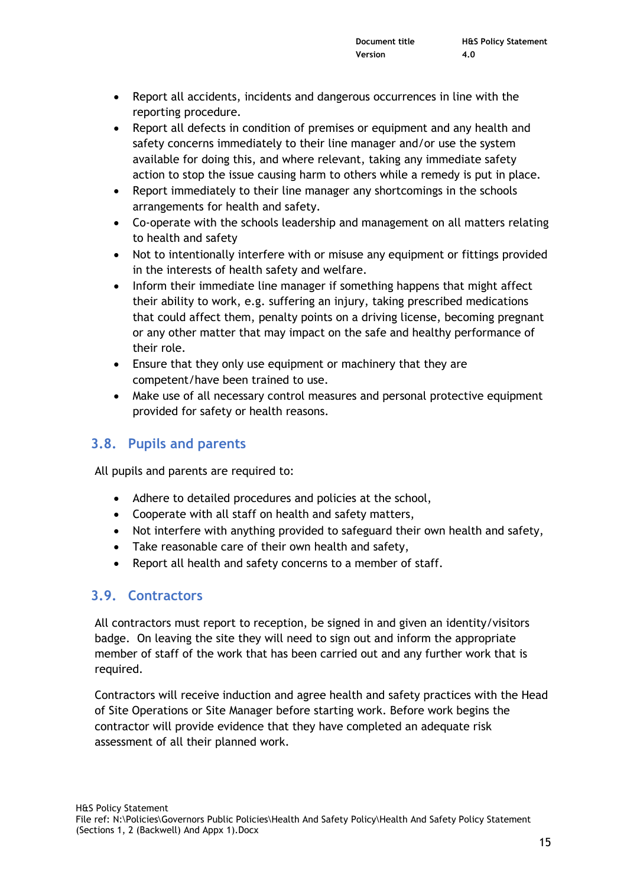- Report all accidents, incidents and dangerous occurrences in line with the reporting procedure.
- Report all defects in condition of premises or equipment and any health and safety concerns immediately to their line manager and/or use the system available for doing this, and where relevant, taking any immediate safety action to stop the issue causing harm to others while a remedy is put in place.
- Report immediately to their line manager any shortcomings in the schools arrangements for health and safety.
- Co-operate with the schools leadership and management on all matters relating to health and safety
- Not to intentionally interfere with or misuse any equipment or fittings provided in the interests of health safety and welfare.
- Inform their immediate line manager if something happens that might affect their ability to work, e.g. suffering an injury, taking prescribed medications that could affect them, penalty points on a driving license, becoming pregnant or any other matter that may impact on the safe and healthy performance of their role.
- Ensure that they only use equipment or machinery that they are competent/have been trained to use.
- Make use of all necessary control measures and personal protective equipment provided for safety or health reasons.

## 3.8. Pupils and parents

All pupils and parents are required to:

- Adhere to detailed procedures and policies at the school,
- Cooperate with all staff on health and safety matters,
- Not interfere with anything provided to safeguard their own health and safety,
- Take reasonable care of their own health and safety,
- Report all health and safety concerns to a member of staff.

## 3.9. Contractors

All contractors must report to reception, be signed in and given an identity/visitors badge. On leaving the site they will need to sign out and inform the appropriate member of staff of the work that has been carried out and any further work that is required.

Contractors will receive induction and agree health and safety practices with the Head of Site Operations or Site Manager before starting work. Before work begins the contractor will provide evidence that they have completed an adequate risk assessment of all their planned work.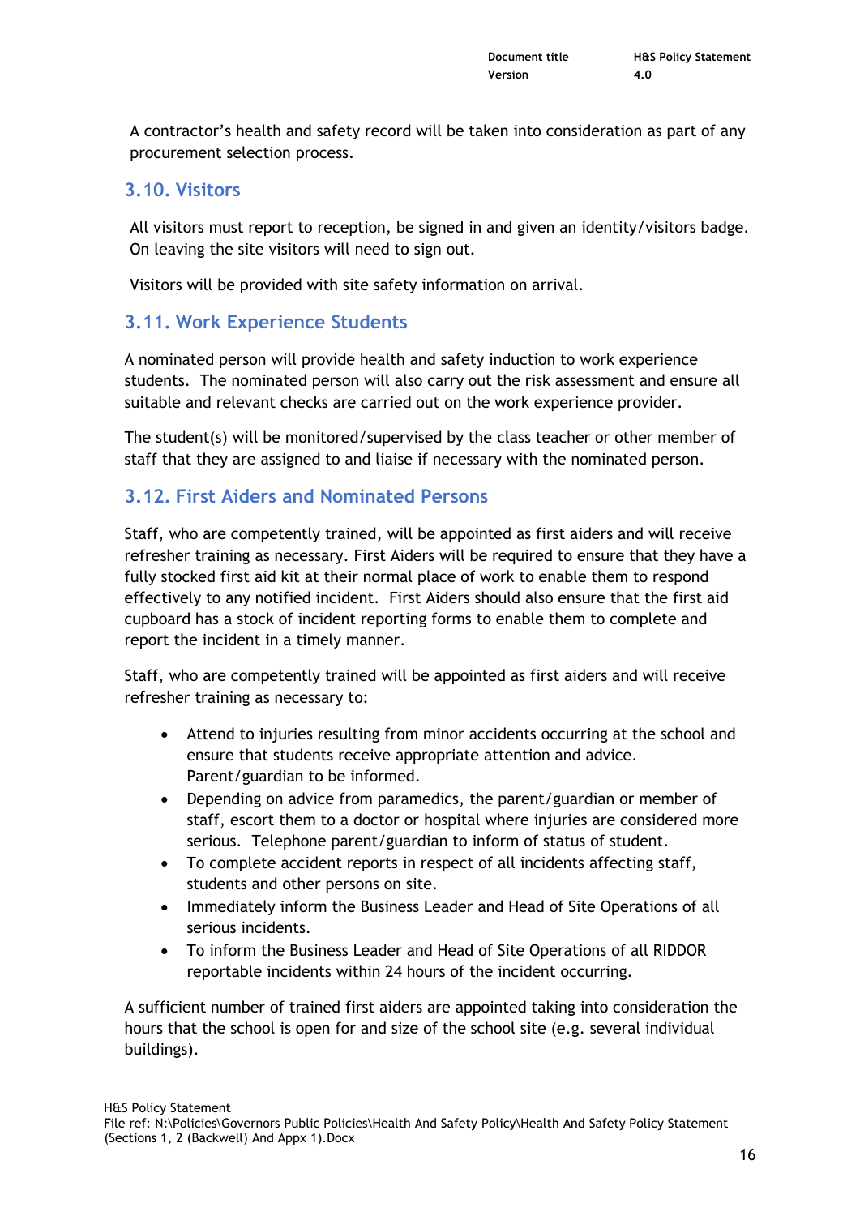A contractor's health and safety record will be taken into consideration as part of any procurement selection process.

## 3.10. Visitors

All visitors must report to reception, be signed in and given an identity/visitors badge. On leaving the site visitors will need to sign out.

Visitors will be provided with site safety information on arrival.

## 3.11. Work Experience Students

A nominated person will provide health and safety induction to work experience students. The nominated person will also carry out the risk assessment and ensure all suitable and relevant checks are carried out on the work experience provider.

The student(s) will be monitored/supervised by the class teacher or other member of staff that they are assigned to and liaise if necessary with the nominated person.

## 3.12. First Aiders and Nominated Persons

Staff, who are competently trained, will be appointed as first aiders and will receive refresher training as necessary. First Aiders will be required to ensure that they have a fully stocked first aid kit at their normal place of work to enable them to respond effectively to any notified incident. First Aiders should also ensure that the first aid cupboard has a stock of incident reporting forms to enable them to complete and report the incident in a timely manner.

Staff, who are competently trained will be appointed as first aiders and will receive refresher training as necessary to:

- Attend to injuries resulting from minor accidents occurring at the school and ensure that students receive appropriate attention and advice. Parent/guardian to be informed.
- Depending on advice from paramedics, the parent/guardian or member of staff, escort them to a doctor or hospital where injuries are considered more serious. Telephone parent/guardian to inform of status of student.
- To complete accident reports in respect of all incidents affecting staff, students and other persons on site.
- Immediately inform the Business Leader and Head of Site Operations of all serious incidents.
- To inform the Business Leader and Head of Site Operations of all RIDDOR reportable incidents within 24 hours of the incident occurring.

A sufficient number of trained first aiders are appointed taking into consideration the hours that the school is open for and size of the school site (e.g. several individual buildings).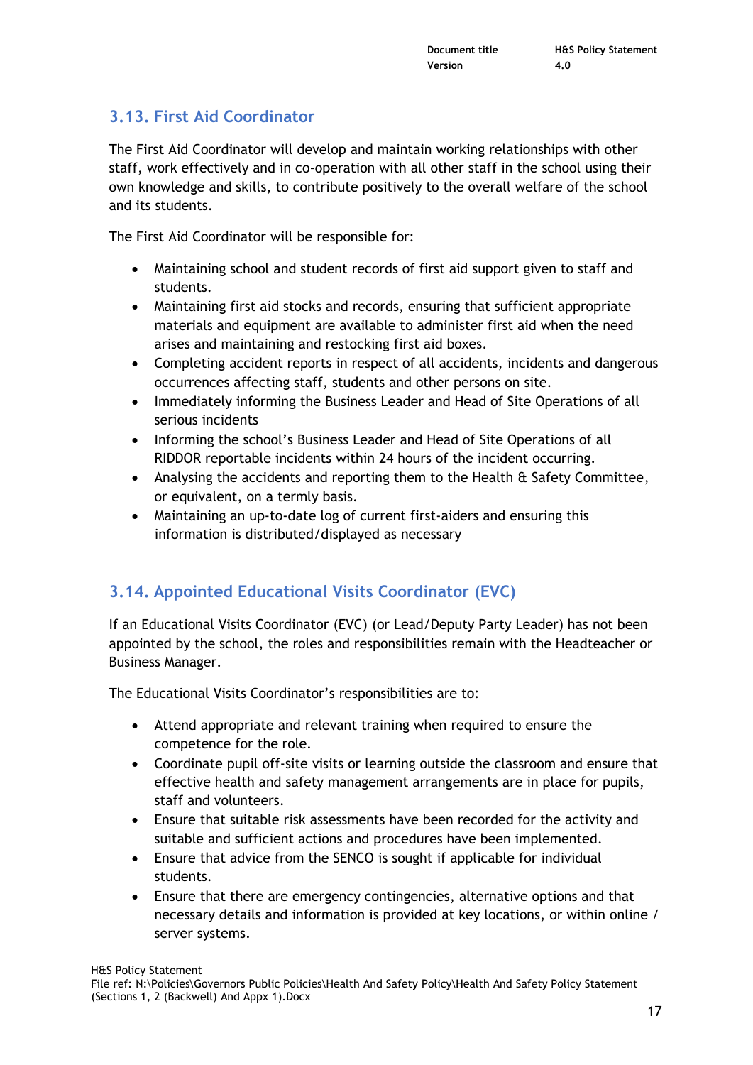## 3.13. First Aid Coordinator

The First Aid Coordinator will develop and maintain working relationships with other staff, work effectively and in co-operation with all other staff in the school using their own knowledge and skills, to contribute positively to the overall welfare of the school and its students.

The First Aid Coordinator will be responsible for:

- Maintaining school and student records of first aid support given to staff and students.
- Maintaining first aid stocks and records, ensuring that sufficient appropriate materials and equipment are available to administer first aid when the need arises and maintaining and restocking first aid boxes.
- Completing accident reports in respect of all accidents, incidents and dangerous occurrences affecting staff, students and other persons on site.
- Immediately informing the Business Leader and Head of Site Operations of all serious incidents
- Informing the school's Business Leader and Head of Site Operations of all RIDDOR reportable incidents within 24 hours of the incident occurring.
- Analysing the accidents and reporting them to the Health & Safety Committee, or equivalent, on a termly basis.
- Maintaining an up-to-date log of current first-aiders and ensuring this information is distributed/displayed as necessary

## 3.14. Appointed Educational Visits Coordinator (EVC)

If an Educational Visits Coordinator (EVC) (or Lead/Deputy Party Leader) has not been appointed by the school, the roles and responsibilities remain with the Headteacher or Business Manager.

The Educational Visits Coordinator's responsibilities are to:

- Attend appropriate and relevant training when required to ensure the competence for the role.
- Coordinate pupil off-site visits or learning outside the classroom and ensure that effective health and safety management arrangements are in place for pupils, staff and volunteers.
- Ensure that suitable risk assessments have been recorded for the activity and suitable and sufficient actions and procedures have been implemented.
- Ensure that advice from the SENCO is sought if applicable for individual students.
- Ensure that there are emergency contingencies, alternative options and that necessary details and information is provided at key locations, or within online / server systems.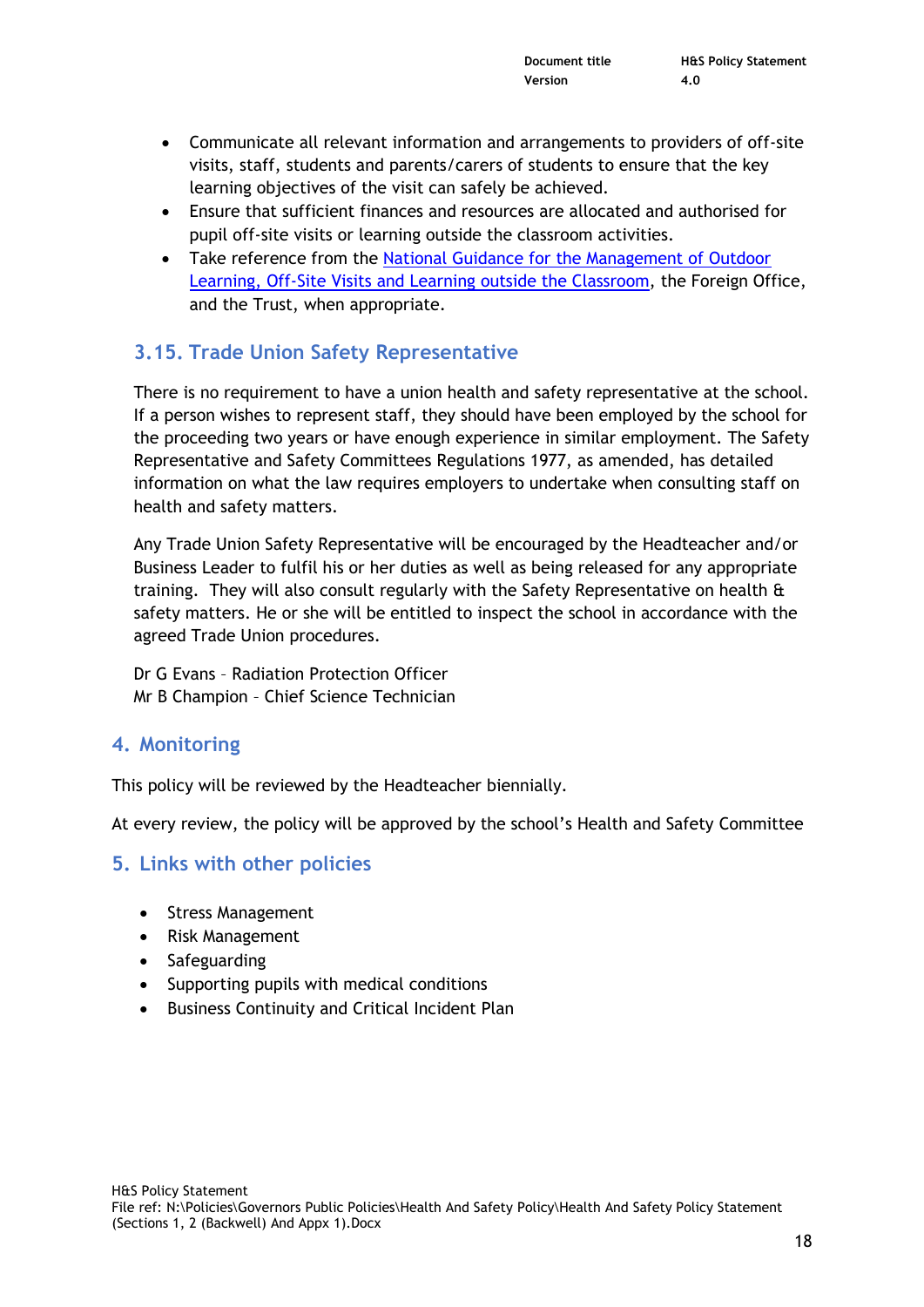- Communicate all relevant information and arrangements to providers of off-site visits, staff, students and parents/carers of students to ensure that the key learning objectives of the visit can safely be achieved.
- Ensure that sufficient finances and resources are allocated and authorised for pupil off-site visits or learning outside the classroom activities.
- Take reference from the [National Guidance for the Management of Outdoor Learning, Off-Site Visits and Learning outside the Classroom](), the Foreign Office, and the Trust, when appropriate.

### 3.15. Trade Union Safety Representative

There is no requirement to have a union health and safety representative at the school. If a person wishes to represent staff, they should have been employed by the school for the proceeding two years or have enough experience in similar employment. The Safety Representative and Safety Committees Regulations 1977, as amended, has detailed information on what the law requires employers to undertake when consulting staff on health and safety matters.

Any Trade Union Safety Representative will be encouraged by the Headteacher and/or Business Leader to fulfil his or her duties as well as being released for any appropriate training. They will also consult regularly with the Safety Representative on health & safety matters. He or she will be entitled to inspect the school in accordance with the agreed Trade Union procedures.

Dr G Evans – Radiation Protection Officer
Mr B Champion – Chief Science Technician

## 4. Monitoring

This policy will be reviewed by the Headteacher biennially.

At every review, the policy will be approved by the school's Health and Safety Committee

## 5. Links with other policies

- Stress Management
- Risk Management
- Safeguarding
- Supporting pupils with medical conditions
- Business Continuity and Critical Incident Plan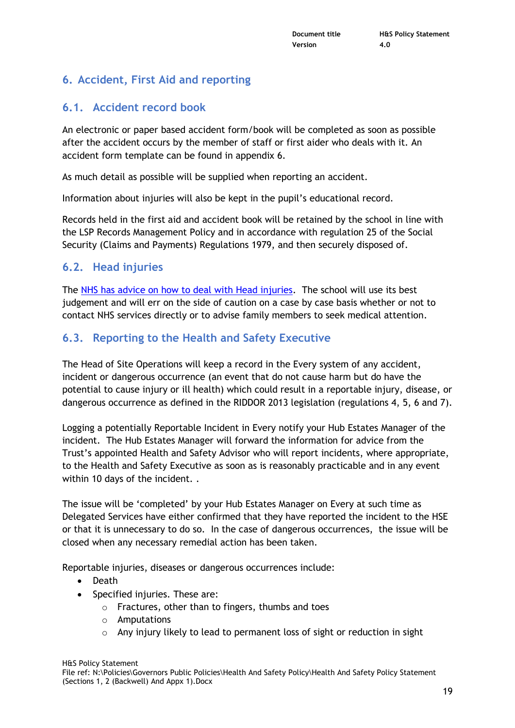## 6. Accident, First Aid and reporting

### 6.1. Accident record book

An electronic or paper based accident form/book will be completed as soon as possible after the accident occurs by the member of staff or first aider who deals with it. An accident form template can be found in appendix 6.

As much detail as possible will be supplied when reporting an accident.

Information about injuries will also be kept in the pupil's educational record.

Records held in the first aid and accident book will be retained by the school in line with the LSP Records Management Policy and in accordance with regulation 25 of the Social Security (Claims and Payments) Regulations 1979, and then securely disposed of.

### 6.2. Head injuries

The NHS has advice on how to deal with Head injuries. The school will use its best judgement and will err on the side of caution on a case by case basis whether or not to contact NHS services directly or to advise family members to seek medical attention.

### 6.3. Reporting to the Health and Safety Executive

The Head of Site Operations will keep a record in the Every system of any accident, incident or dangerous occurrence (an event that do not cause harm but do have the potential to cause injury or ill health) which could result in a reportable injury, disease, or dangerous occurrence as defined in the RIDDOR 2013 legislation (regulations 4, 5, 6 and 7).

Logging a potentially Reportable Incident in Every notify your Hub Estates Manager of the incident. The Hub Estates Manager will forward the information for advice from the Trust's appointed Health and Safety Advisor who will report incidents, where appropriate, to the Health and Safety Executive as soon as is reasonably practicable and in any event within 10 days of the incident. .

The issue will be 'completed' by your Hub Estates Manager on Every at such time as Delegated Services have either confirmed that they have reported the incident to the HSE or that it is unnecessary to do so. In the case of dangerous occurrences, the issue will be closed when any necessary remedial action has been taken.

Reportable injuries, diseases or dangerous occurrences include:

- Death
- Specified injuries. These are:
  - Fractures, other than to fingers, thumbs and toes
  - Amputations
  - Any injury likely to lead to permanent loss of sight or reduction in sight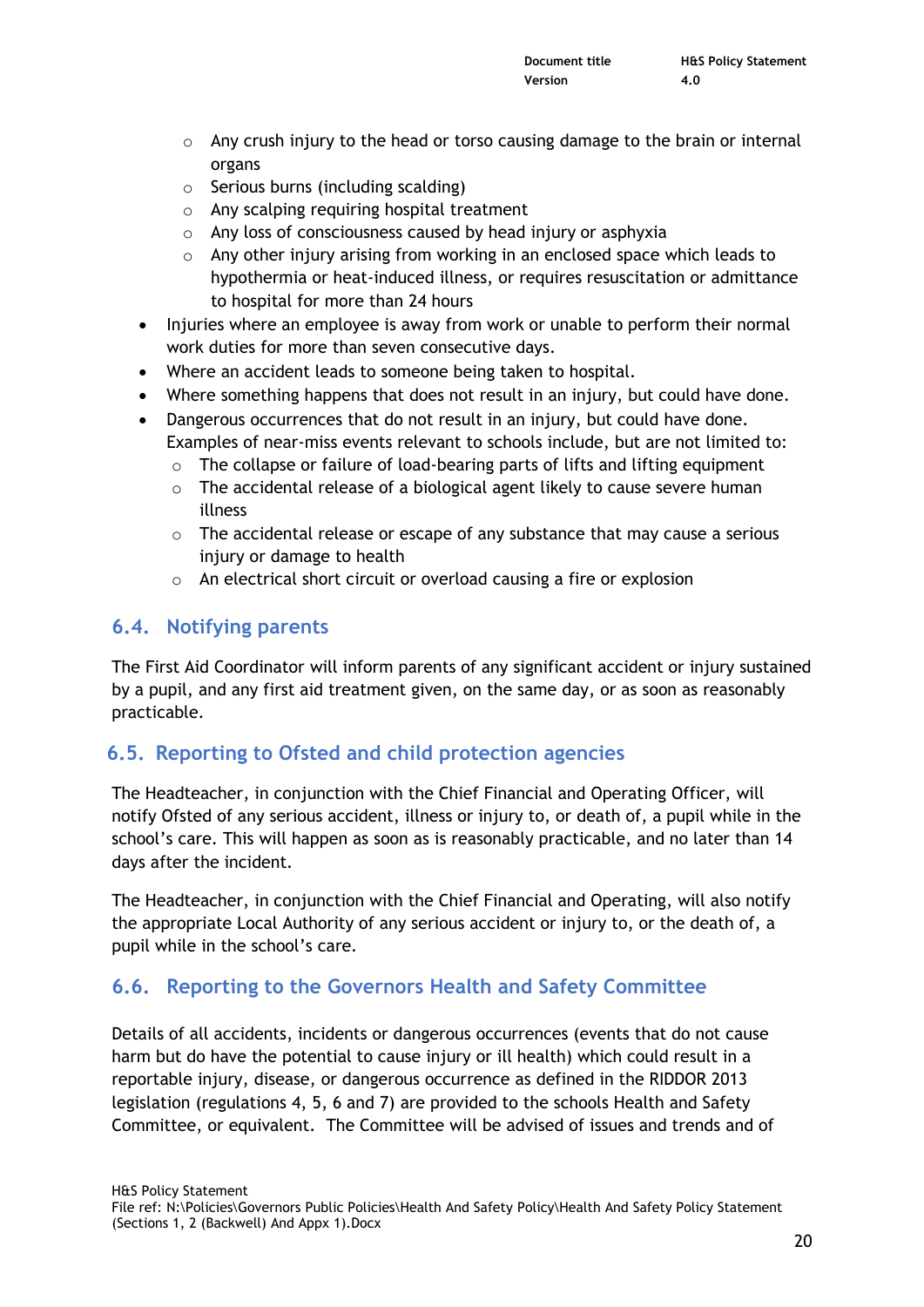- Any crush injury to the head or torso causing damage to the brain or internal organs
    - Serious burns (including scalding)
    - Any scalping requiring hospital treatment
    - Any loss of consciousness caused by head injury or asphyxia
    - Any other injury arising from working in an enclosed space which leads to hypothermia or heat-induced illness, or requires resuscitation or admittance to hospital for more than 24 hours
- Injuries where an employee is away from work or unable to perform their normal work duties for more than seven consecutive days.
- Where an accident leads to someone being taken to hospital.
- Where something happens that does not result in an injury, but could have done.
- Dangerous occurrences that do not result in an injury, but could have done. Examples of near-miss events relevant to schools include, but are not limited to:
    - The collapse or failure of load-bearing parts of lifts and lifting equipment
    - The accidental release of a biological agent likely to cause severe human illness
    - The accidental release or escape of any substance that may cause a serious injury or damage to health
    - An electrical short circuit or overload causing a fire or explosion

## 6.4. Notifying parents

The First Aid Coordinator will inform parents of any significant accident or injury sustained by a pupil, and any first aid treatment given, on the same day, or as soon as reasonably practicable.

## 6.5. Reporting to Ofsted and child protection agencies

The Headteacher, in conjunction with the Chief Financial and Operating Officer, will notify Ofsted of any serious accident, illness or injury to, or death of, a pupil while in the school's care. This will happen as soon as is reasonably practicable, and no later than 14 days after the incident.

The Headteacher, in conjunction with the Chief Financial and Operating, will also notify the appropriate Local Authority of any serious accident or injury to, or the death of, a pupil while in the school's care.

## 6.6. Reporting to the Governors Health and Safety Committee

Details of all accidents, incidents or dangerous occurrences (events that do not cause harm but do have the potential to cause injury or ill health) which could result in a reportable injury, disease, or dangerous occurrence as defined in the RIDDOR 2013 legislation (regulations 4, 5, 6 and 7) are provided to the schools Health and Safety Committee, or equivalent. The Committee will be advised of issues and trends and of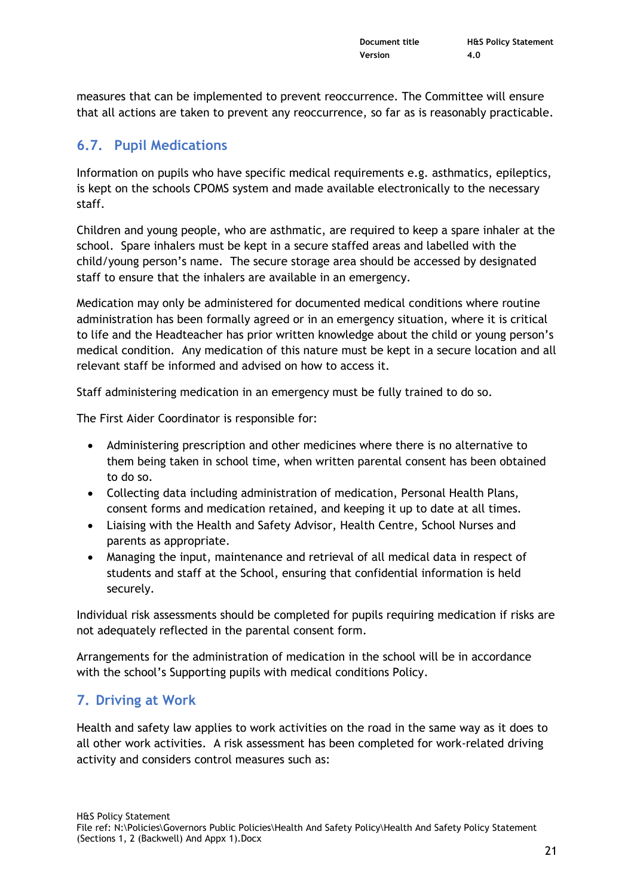measures that can be implemented to prevent reoccurrence. The Committee will ensure that all actions are taken to prevent any reoccurrence, so far as is reasonably practicable.

## 6.7. Pupil Medications

Information on pupils who have specific medical requirements e.g. asthmatics, epileptics, is kept on the schools CPOMS system and made available electronically to the necessary staff.

Children and young people, who are asthmatic, are required to keep a spare inhaler at the school. Spare inhalers must be kept in a secure staffed areas and labelled with the child/young person's name. The secure storage area should be accessed by designated staff to ensure that the inhalers are available in an emergency.

Medication may only be administered for documented medical conditions where routine administration has been formally agreed or in an emergency situation, where it is critical to life and the Headteacher has prior written knowledge about the child or young person's medical condition. Any medication of this nature must be kept in a secure location and all relevant staff be informed and advised on how to access it.

Staff administering medication in an emergency must be fully trained to do so.

The First Aider Coordinator is responsible for:

- Administering prescription and other medicines where there is no alternative to them being taken in school time, when written parental consent has been obtained to do so.
- Collecting data including administration of medication, Personal Health Plans, consent forms and medication retained, and keeping it up to date at all times.
- Liaising with the Health and Safety Advisor, Health Centre, School Nurses and parents as appropriate.
- Managing the input, maintenance and retrieval of all medical data in respect of students and staff at the School, ensuring that confidential information is held securely.

Individual risk assessments should be completed for pupils requiring medication if risks are not adequately reflected in the parental consent form.

Arrangements for the administration of medication in the school will be in accordance with the school's Supporting pupils with medical conditions Policy.

# 7. Driving at Work

Health and safety law applies to work activities on the road in the same way as it does to all other work activities. A risk assessment has been completed for work-related driving activity and considers control measures such as: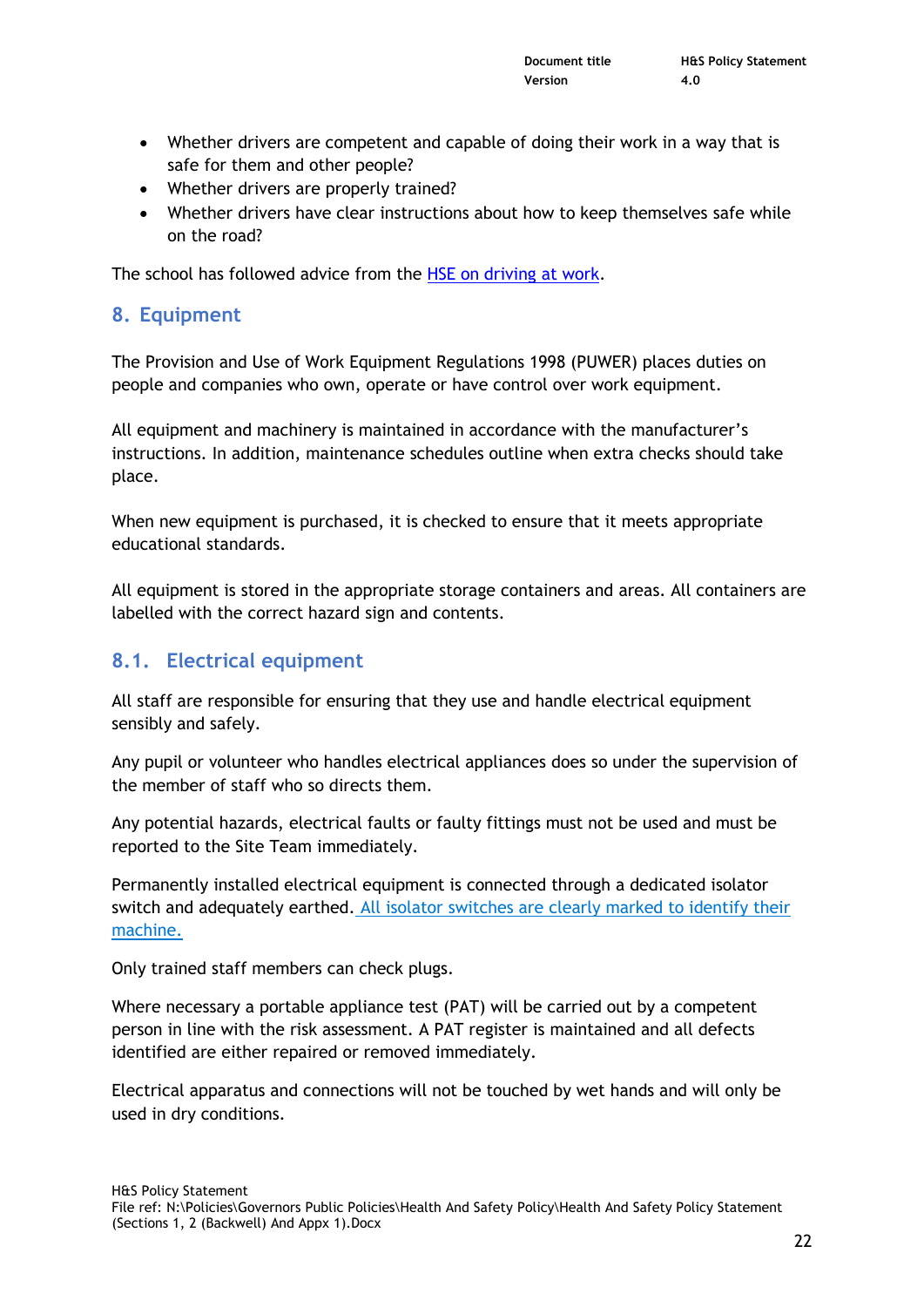- Whether drivers are competent and capable of doing their work in a way that is safe for them and other people?
- Whether drivers are properly trained?
- Whether drivers have clear instructions about how to keep themselves safe while on the road?

The school has followed advice from the HSE on driving at work.

## 8. Equipment

The Provision and Use of Work Equipment Regulations 1998 (PUWER) places duties on people and companies who own, operate or have control over work equipment.

All equipment and machinery is maintained in accordance with the manufacturer's instructions. In addition, maintenance schedules outline when extra checks should take place.

When new equipment is purchased, it is checked to ensure that it meets appropriate educational standards.

All equipment is stored in the appropriate storage containers and areas. All containers are labelled with the correct hazard sign and contents.

### 8.1. Electrical equipment

All staff are responsible for ensuring that they use and handle electrical equipment sensibly and safely.

Any pupil or volunteer who handles electrical appliances does so under the supervision of the member of staff who so directs them.

Any potential hazards, electrical faults or faulty fittings must not be used and must be reported to the Site Team immediately.

Permanently installed electrical equipment is connected through a dedicated isolator switch and adequately earthed. All isolator switches are clearly marked to identify their machine.

Only trained staff members can check plugs.

Where necessary a portable appliance test (PAT) will be carried out by a competent person in line with the risk assessment. A PAT register is maintained and all defects identified are either repaired or removed immediately.

Electrical apparatus and connections will not be touched by wet hands and will only be used in dry conditions.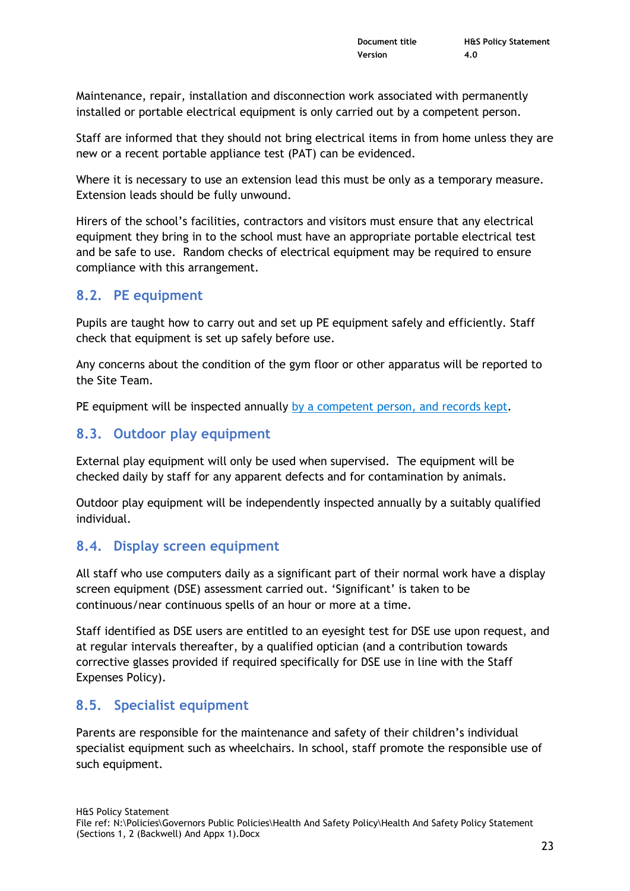Maintenance, repair, installation and disconnection work associated with permanently installed or portable electrical equipment is only carried out by a competent person.

Staff are informed that they should not bring electrical items in from home unless they are new or a recent portable appliance test (PAT) can be evidenced.

Where it is necessary to use an extension lead this must be only as a temporary measure. Extension leads should be fully unwound.

Hirers of the school's facilities, contractors and visitors must ensure that any electrical equipment they bring in to the school must have an appropriate portable electrical test and be safe to use. Random checks of electrical equipment may be required to ensure compliance with this arrangement.

## 8.2. PE equipment

Pupils are taught how to carry out and set up PE equipment safely and efficiently. Staff check that equipment is set up safely before use.

Any concerns about the condition of the gym floor or other apparatus will be reported to the Site Team.

PE equipment will be inspected annually by a competent person, and records kept.

## 8.3. Outdoor play equipment

External play equipment will only be used when supervised. The equipment will be checked daily by staff for any apparent defects and for contamination by animals.

Outdoor play equipment will be independently inspected annually by a suitably qualified individual.

## 8.4. Display screen equipment

All staff who use computers daily as a significant part of their normal work have a display screen equipment (DSE) assessment carried out. 'Significant' is taken to be continuous/near continuous spells of an hour or more at a time.

Staff identified as DSE users are entitled to an eyesight test for DSE use upon request, and at regular intervals thereafter, by a qualified optician (and a contribution towards corrective glasses provided if required specifically for DSE use in line with the Staff Expenses Policy).

## 8.5. Specialist equipment

Parents are responsible for the maintenance and safety of their children's individual specialist equipment such as wheelchairs. In school, staff promote the responsible use of such equipment.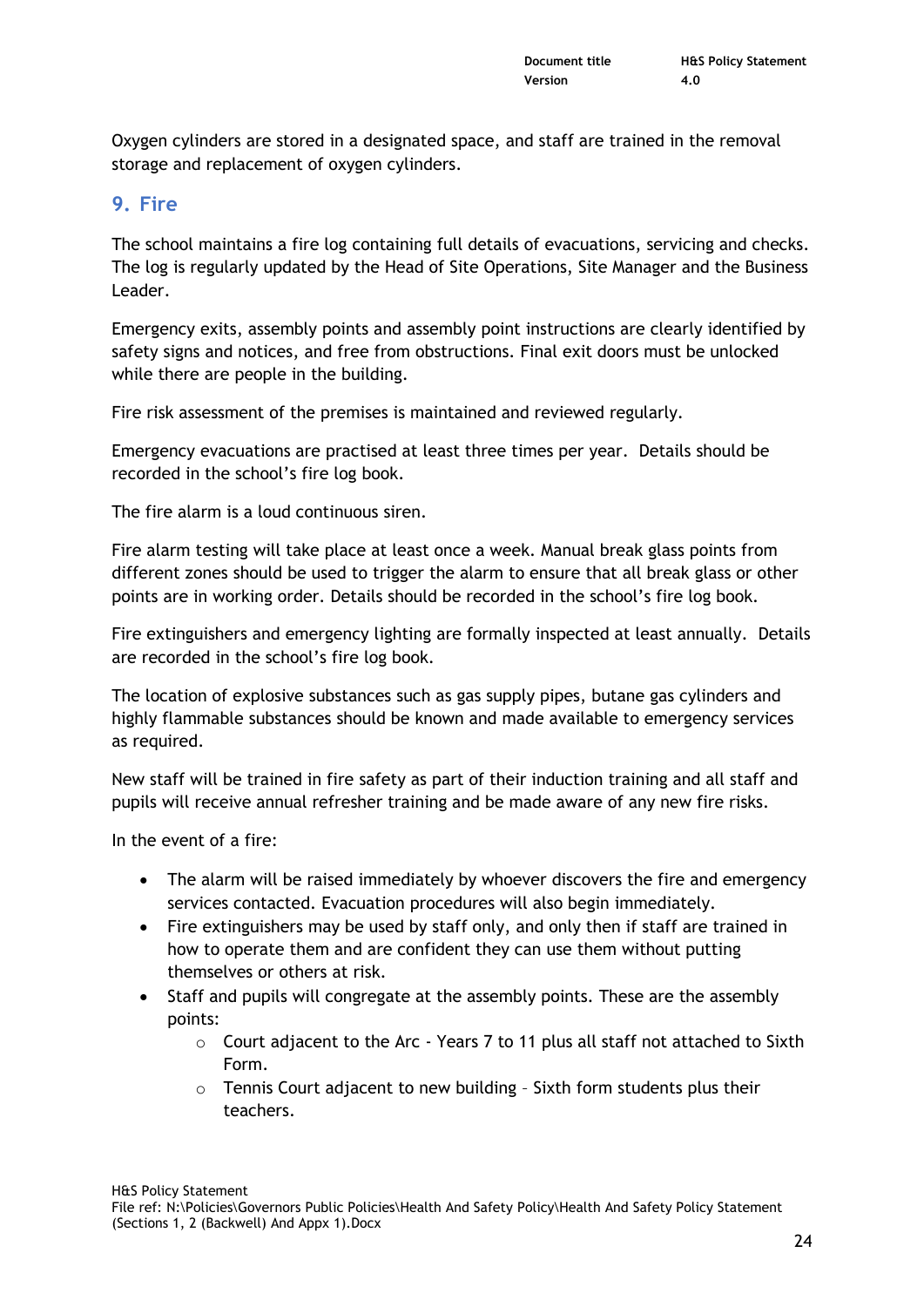Oxygen cylinders are stored in a designated space, and staff are trained in the removal storage and replacement of oxygen cylinders.

## 9. Fire

The school maintains a fire log containing full details of evacuations, servicing and checks. The log is regularly updated by the Head of Site Operations, Site Manager and the Business Leader.

Emergency exits, assembly points and assembly point instructions are clearly identified by safety signs and notices, and free from obstructions. Final exit doors must be unlocked while there are people in the building.

Fire risk assessment of the premises is maintained and reviewed regularly.

Emergency evacuations are practised at least three times per year. Details should be recorded in the school's fire log book.

The fire alarm is a loud continuous siren.

Fire alarm testing will take place at least once a week. Manual break glass points from different zones should be used to trigger the alarm to ensure that all break glass or other points are in working order. Details should be recorded in the school's fire log book.

Fire extinguishers and emergency lighting are formally inspected at least annually. Details are recorded in the school's fire log book.

The location of explosive substances such as gas supply pipes, butane gas cylinders and highly flammable substances should be known and made available to emergency services as required.

New staff will be trained in fire safety as part of their induction training and all staff and pupils will receive annual refresher training and be made aware of any new fire risks.

In the event of a fire:

- The alarm will be raised immediately by whoever discovers the fire and emergency services contacted. Evacuation procedures will also begin immediately.
- Fire extinguishers may be used by staff only, and only then if staff are trained in how to operate them and are confident they can use them without putting themselves or others at risk.
- Staff and pupils will congregate at the assembly points. These are the assembly points:
    - Court adjacent to the Arc - Years 7 to 11 plus all staff not attached to Sixth Form.
    - Tennis Court adjacent to new building – Sixth form students plus their teachers.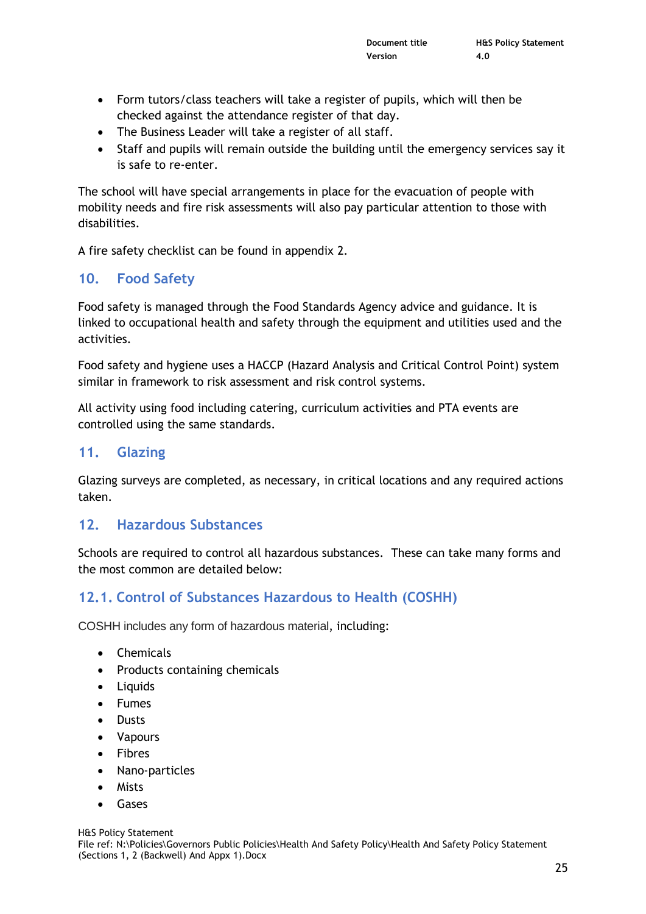- Form tutors/class teachers will take a register of pupils, which will then be checked against the attendance register of that day.
- The Business Leader will take a register of all staff.
- Staff and pupils will remain outside the building until the emergency services say it is safe to re-enter.

The school will have special arrangements in place for the evacuation of people with mobility needs and fire risk assessments will also pay particular attention to those with disabilities.

A fire safety checklist can be found in appendix 2.

## 10. Food Safety

Food safety is managed through the Food Standards Agency advice and guidance. It is linked to occupational health and safety through the equipment and utilities used and the activities.

Food safety and hygiene uses a HACCP (Hazard Analysis and Critical Control Point) system similar in framework to risk assessment and risk control systems.

All activity using food including catering, curriculum activities and PTA events are controlled using the same standards.

## 11. Glazing

Glazing surveys are completed, as necessary, in critical locations and any required actions taken.

## 12. Hazardous Substances

Schools are required to control all hazardous substances. These can take many forms and the most common are detailed below:

### 12.1. Control of Substances Hazardous to Health (COSHH)

COSHH includes any form of hazardous material, including:

- Chemicals
- Products containing chemicals
- Liquids
- Fumes
- Dusts
- Vapours
- Fibres
- Nano-particles
- Mists
- Gases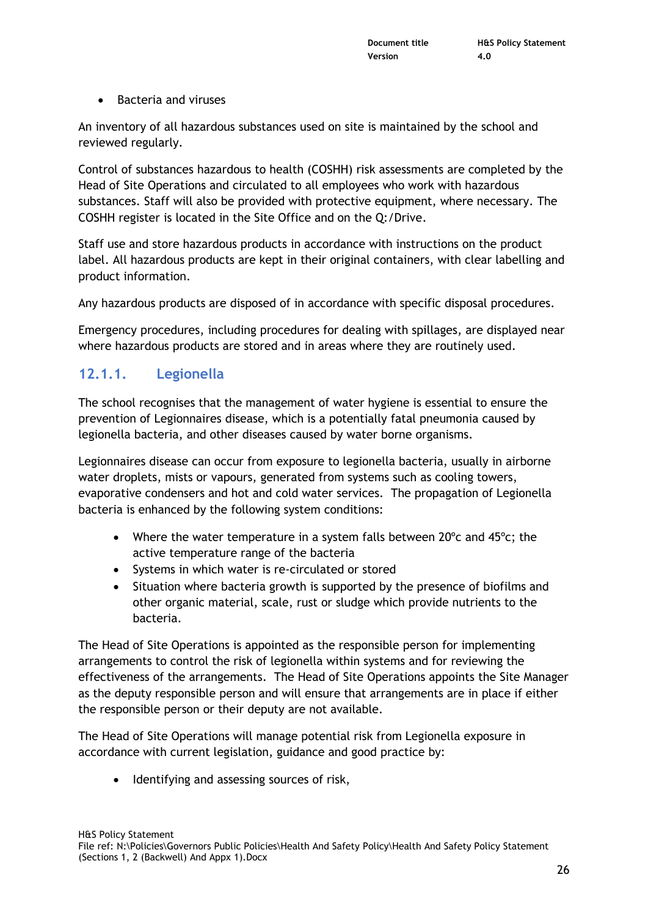- Bacteria and viruses

An inventory of all hazardous substances used on site is maintained by the school and reviewed regularly.

Control of substances hazardous to health (COSHH) risk assessments are completed by the Head of Site Operations and circulated to all employees who work with hazardous substances. Staff will also be provided with protective equipment, where necessary. The COSHH register is located in the Site Office and on the Q:/Drive.

Staff use and store hazardous products in accordance with instructions on the product label. All hazardous products are kept in their original containers, with clear labelling and product information.

Any hazardous products are disposed of in accordance with specific disposal procedures.

Emergency procedures, including procedures for dealing with spillages, are displayed near where hazardous products are stored and in areas where they are routinely used.

### 12.1.1. Legionella

The school recognises that the management of water hygiene is essential to ensure the prevention of Legionnaires disease, which is a potentially fatal pneumonia caused by legionella bacteria, and other diseases caused by water borne organisms.

Legionnaires disease can occur from exposure to legionella bacteria, usually in airborne water droplets, mists or vapours, generated from systems such as cooling towers, evaporative condensers and hot and cold water services. The propagation of Legionella bacteria is enhanced by the following system conditions:

- Where the water temperature in a system falls between 20ºc and 45ºc; the active temperature range of the bacteria
- Systems in which water is re-circulated or stored
- Situation where bacteria growth is supported by the presence of biofilms and other organic material, scale, rust or sludge which provide nutrients to the bacteria.

The Head of Site Operations is appointed as the responsible person for implementing arrangements to control the risk of legionella within systems and for reviewing the effectiveness of the arrangements. The Head of Site Operations appoints the Site Manager as the deputy responsible person and will ensure that arrangements are in place if either the responsible person or their deputy are not available.

The Head of Site Operations will manage potential risk from Legionella exposure in accordance with current legislation, guidance and good practice by:

- Identifying and assessing sources of risk,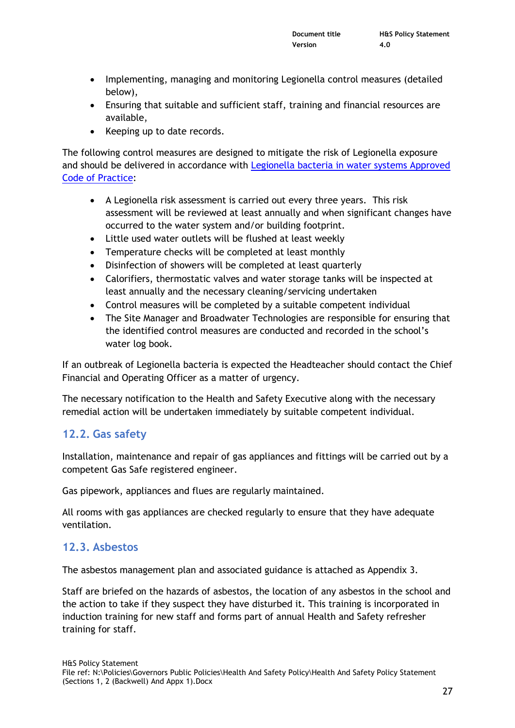- Implementing, managing and monitoring Legionella control measures (detailed below),
- Ensuring that suitable and sufficient staff, training and financial resources are available,
- Keeping up to date records.

The following control measures are designed to mitigate the risk of Legionella exposure and should be delivered in accordance with [Legionella bacteria in water systems Approved Code of Practice]:

- A Legionella risk assessment is carried out every three years. This risk assessment will be reviewed at least annually and when significant changes have occurred to the water system and/or building footprint.
- Little used water outlets will be flushed at least weekly
- Temperature checks will be completed at least monthly
- Disinfection of showers will be completed at least quarterly
- Calorifiers, thermostatic valves and water storage tanks will be inspected at least annually and the necessary cleaning/servicing undertaken
- Control measures will be completed by a suitable competent individual
- The Site Manager and Broadwater Technologies are responsible for ensuring that the identified control measures are conducted and recorded in the school's water log book.

If an outbreak of Legionella bacteria is expected the Headteacher should contact the Chief Financial and Operating Officer as a matter of urgency.

The necessary notification to the Health and Safety Executive along with the necessary remedial action will be undertaken immediately by suitable competent individual.

## 12.2. Gas safety

Installation, maintenance and repair of gas appliances and fittings will be carried out by a competent Gas Safe registered engineer.

Gas pipework, appliances and flues are regularly maintained.

All rooms with gas appliances are checked regularly to ensure that they have adequate ventilation.

## 12.3. Asbestos

The asbestos management plan and associated guidance is attached as Appendix 3.

Staff are briefed on the hazards of asbestos, the location of any asbestos in the school and the action to take if they suspect they have disturbed it. This training is incorporated in induction training for new staff and forms part of annual Health and Safety refresher training for staff.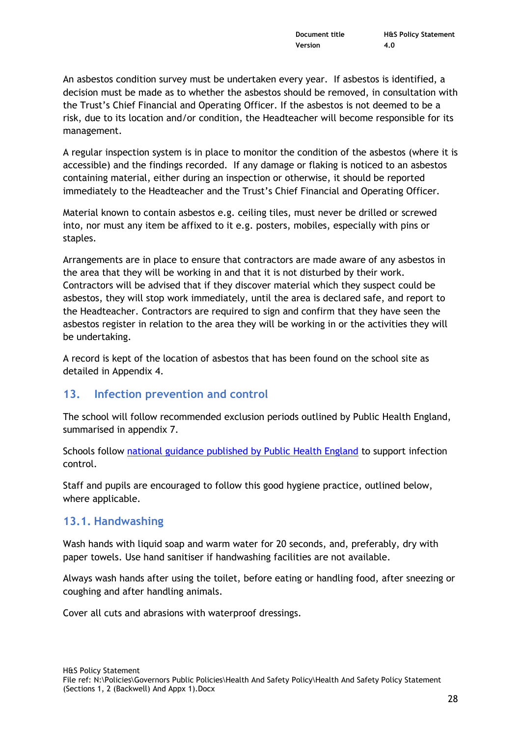An asbestos condition survey must be undertaken every year. If asbestos is identified, a decision must be made as to whether the asbestos should be removed, in consultation with the Trust's Chief Financial and Operating Officer. If the asbestos is not deemed to be a risk, due to its location and/or condition, the Headteacher will become responsible for its management.

A regular inspection system is in place to monitor the condition of the asbestos (where it is accessible) and the findings recorded. If any damage or flaking is noticed to an asbestos containing material, either during an inspection or otherwise, it should be reported immediately to the Headteacher and the Trust's Chief Financial and Operating Officer.

Material known to contain asbestos e.g. ceiling tiles, must never be drilled or screwed into, nor must any item be affixed to it e.g. posters, mobiles, especially with pins or staples.

Arrangements are in place to ensure that contractors are made aware of any asbestos in the area that they will be working in and that it is not disturbed by their work. Contractors will be advised that if they discover material which they suspect could be asbestos, they will stop work immediately, until the area is declared safe, and report to the Headteacher. Contractors are required to sign and confirm that they have seen the asbestos register in relation to the area they will be working in or the activities they will be undertaking.

A record is kept of the location of asbestos that has been found on the school site as detailed in Appendix 4.

## 13. Infection prevention and control

The school will follow recommended exclusion periods outlined by Public Health England, summarised in appendix 7.

Schools follow national guidance published by Public Health England to support infection control.

Staff and pupils are encouraged to follow this good hygiene practice, outlined below, where applicable.

### 13.1. Handwashing

Wash hands with liquid soap and warm water for 20 seconds, and, preferably, dry with paper towels. Use hand sanitiser if handwashing facilities are not available.

Always wash hands after using the toilet, before eating or handling food, after sneezing or coughing and after handling animals.

Cover all cuts and abrasions with waterproof dressings.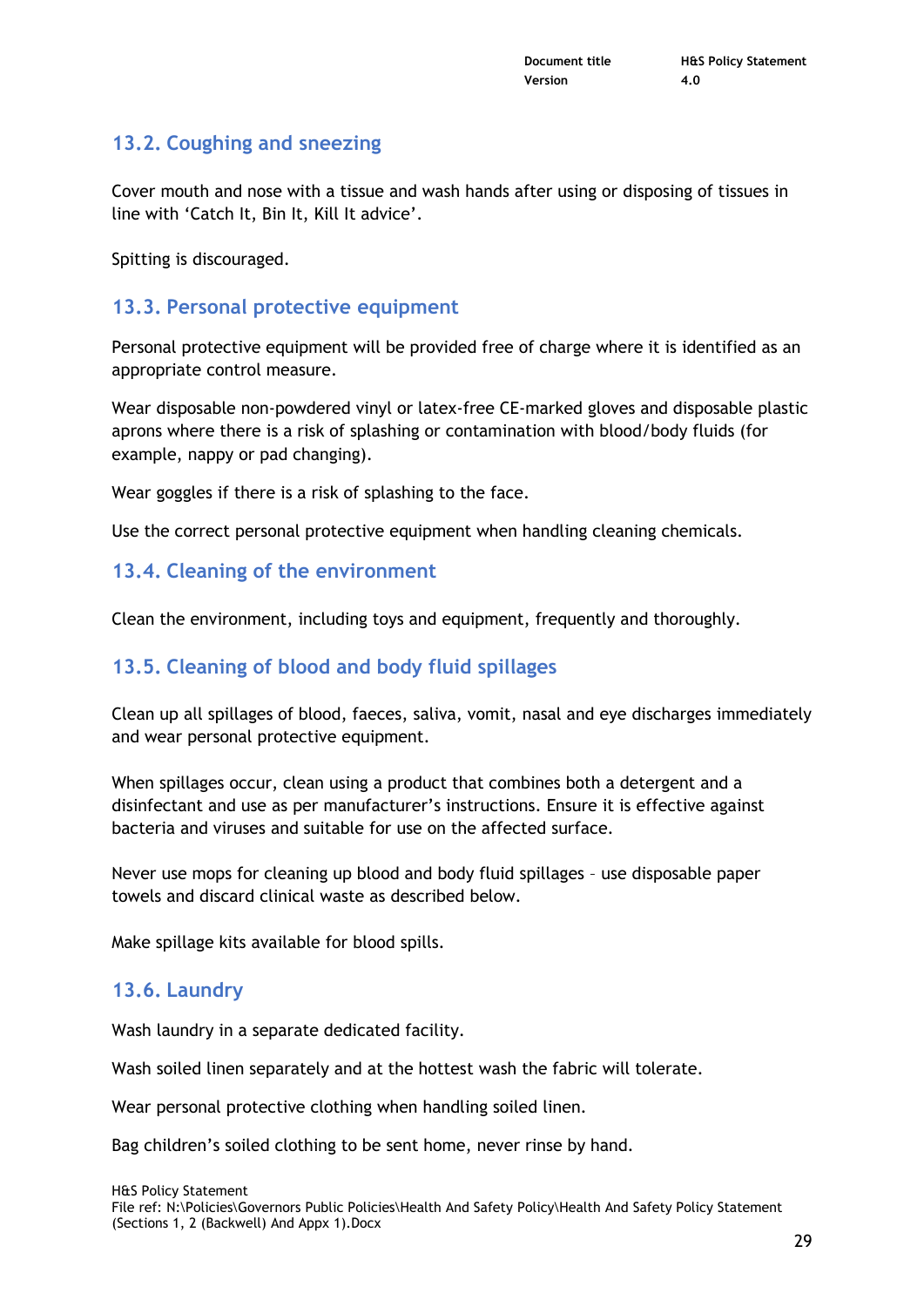## 13.2. Coughing and sneezing

Cover mouth and nose with a tissue and wash hands after using or disposing of tissues in line with 'Catch It, Bin It, Kill It advice'.

Spitting is discouraged.

## 13.3. Personal protective equipment

Personal protective equipment will be provided free of charge where it is identified as an appropriate control measure.

Wear disposable non-powdered vinyl or latex-free CE-marked gloves and disposable plastic aprons where there is a risk of splashing or contamination with blood/body fluids (for example, nappy or pad changing).

Wear goggles if there is a risk of splashing to the face.

Use the correct personal protective equipment when handling cleaning chemicals.

## 13.4. Cleaning of the environment

Clean the environment, including toys and equipment, frequently and thoroughly.

## 13.5. Cleaning of blood and body fluid spillages

Clean up all spillages of blood, faeces, saliva, vomit, nasal and eye discharges immediately and wear personal protective equipment.

When spillages occur, clean using a product that combines both a detergent and a disinfectant and use as per manufacturer's instructions. Ensure it is effective against bacteria and viruses and suitable for use on the affected surface.

Never use mops for cleaning up blood and body fluid spillages – use disposable paper towels and discard clinical waste as described below.

Make spillage kits available for blood spills.

## 13.6. Laundry

Wash laundry in a separate dedicated facility.

Wash soiled linen separately and at the hottest wash the fabric will tolerate.

Wear personal protective clothing when handling soiled linen.

Bag children's soiled clothing to be sent home, never rinse by hand.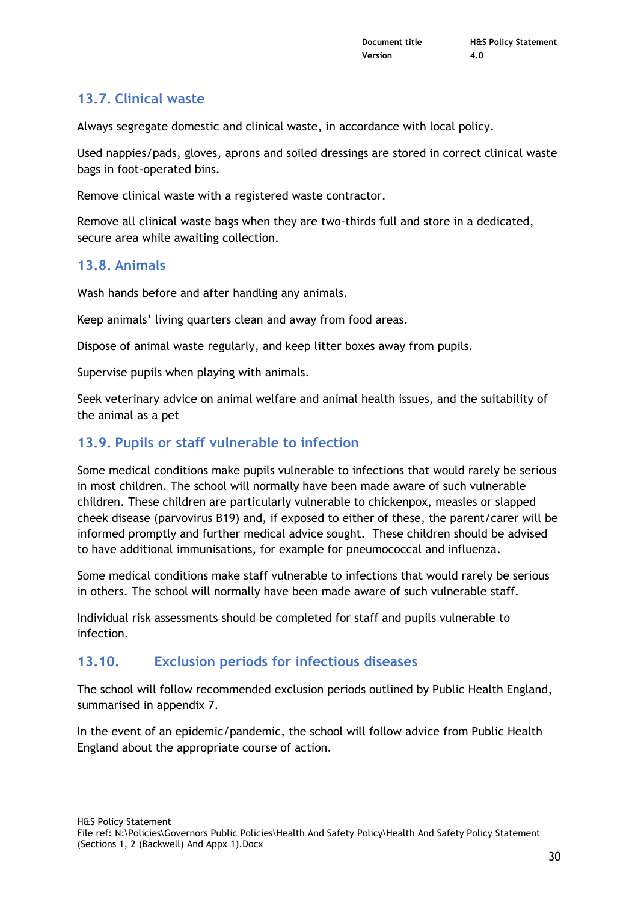## 13.7. Clinical waste

Always segregate domestic and clinical waste, in accordance with local policy.

Used nappies/pads, gloves, aprons and soiled dressings are stored in correct clinical waste bags in foot-operated bins.

Remove clinical waste with a registered waste contractor.

Remove all clinical waste bags when they are two-thirds full and store in a dedicated, secure area while awaiting collection.

## 13.8. Animals

Wash hands before and after handling any animals.

Keep animals' living quarters clean and away from food areas.

Dispose of animal waste regularly, and keep litter boxes away from pupils.

Supervise pupils when playing with animals.

Seek veterinary advice on animal welfare and animal health issues, and the suitability of the animal as a pet

## 13.9. Pupils or staff vulnerable to infection

Some medical conditions make pupils vulnerable to infections that would rarely be serious in most children. The school will normally have been made aware of such vulnerable children. These children are particularly vulnerable to chickenpox, measles or slapped cheek disease (parvovirus B19) and, if exposed to either of these, the parent/carer will be informed promptly and further medical advice sought. These children should be advised to have additional immunisations, for example for pneumococcal and influenza.

Some medical conditions make staff vulnerable to infections that would rarely be serious in others. The school will normally have been made aware of such vulnerable staff.

Individual risk assessments should be completed for staff and pupils vulnerable to infection.

## 13.10. Exclusion periods for infectious diseases

The school will follow recommended exclusion periods outlined by Public Health England, summarised in appendix 7.

In the event of an epidemic/pandemic, the school will follow advice from Public Health England about the appropriate course of action.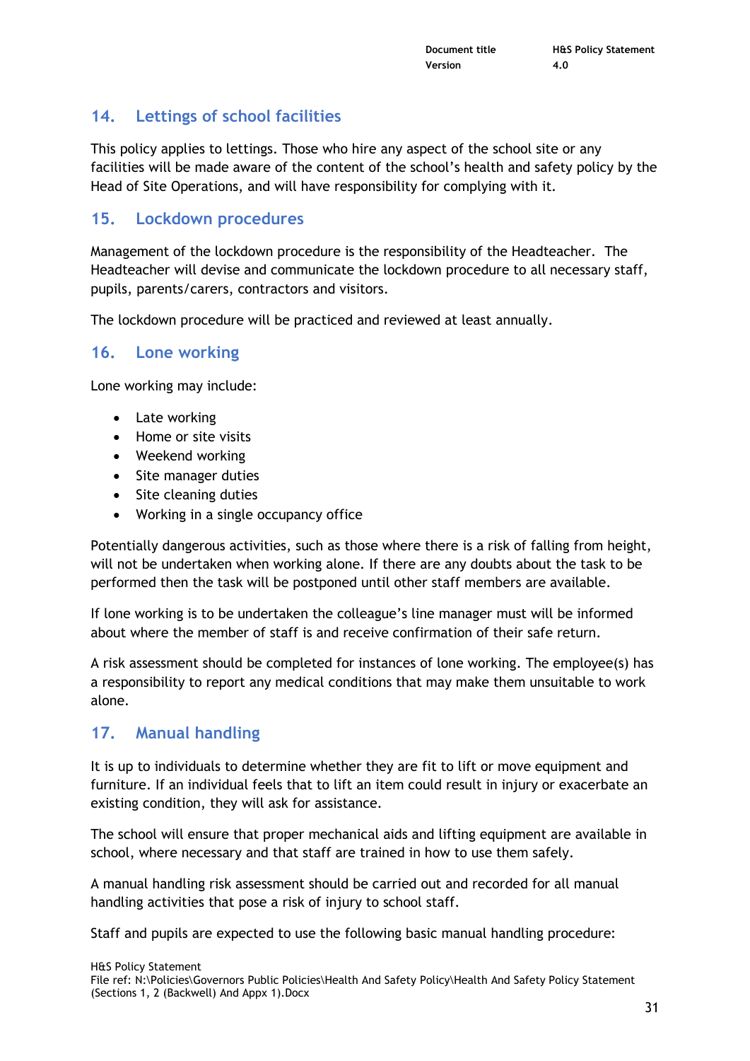## 14. Lettings of school facilities

This policy applies to lettings. Those who hire any aspect of the school site or any facilities will be made aware of the content of the school's health and safety policy by the Head of Site Operations, and will have responsibility for complying with it.

## 15. Lockdown procedures

Management of the lockdown procedure is the responsibility of the Headteacher. The Headteacher will devise and communicate the lockdown procedure to all necessary staff, pupils, parents/carers, contractors and visitors.

The lockdown procedure will be practiced and reviewed at least annually.

## 16. Lone working

Lone working may include:

- Late working
- Home or site visits
- Weekend working
- Site manager duties
- Site cleaning duties
- Working in a single occupancy office

Potentially dangerous activities, such as those where there is a risk of falling from height, will not be undertaken when working alone. If there are any doubts about the task to be performed then the task will be postponed until other staff members are available.

If lone working is to be undertaken the colleague's line manager must will be informed about where the member of staff is and receive confirmation of their safe return.

A risk assessment should be completed for instances of lone working. The employee(s) has a responsibility to report any medical conditions that may make them unsuitable to work alone.

## 17. Manual handling

It is up to individuals to determine whether they are fit to lift or move equipment and furniture. If an individual feels that to lift an item could result in injury or exacerbate an existing condition, they will ask for assistance.

The school will ensure that proper mechanical aids and lifting equipment are available in school, where necessary and that staff are trained in how to use them safely.

A manual handling risk assessment should be carried out and recorded for all manual handling activities that pose a risk of injury to school staff.

Staff and pupils are expected to use the following basic manual handling procedure: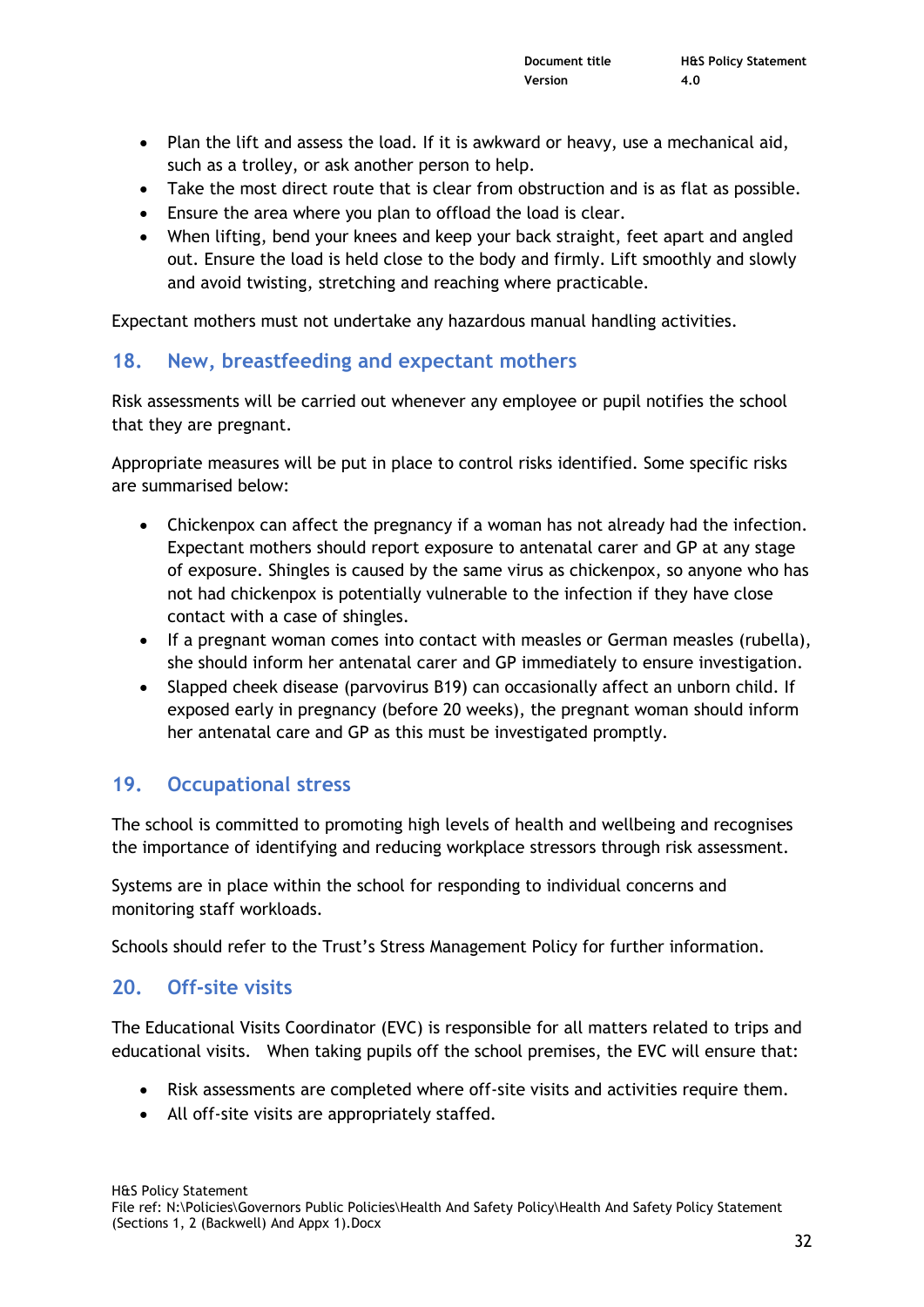- Plan the lift and assess the load. If it is awkward or heavy, use a mechanical aid, such as a trolley, or ask another person to help.
- Take the most direct route that is clear from obstruction and is as flat as possible.
- Ensure the area where you plan to offload the load is clear.
- When lifting, bend your knees and keep your back straight, feet apart and angled out. Ensure the load is held close to the body and firmly. Lift smoothly and slowly and avoid twisting, stretching and reaching where practicable.

Expectant mothers must not undertake any hazardous manual handling activities.

## 18. New, breastfeeding and expectant mothers

Risk assessments will be carried out whenever any employee or pupil notifies the school that they are pregnant.

Appropriate measures will be put in place to control risks identified. Some specific risks are summarised below:

- Chickenpox can affect the pregnancy if a woman has not already had the infection. Expectant mothers should report exposure to antenatal carer and GP at any stage of exposure. Shingles is caused by the same virus as chickenpox, so anyone who has not had chickenpox is potentially vulnerable to the infection if they have close contact with a case of shingles.
- If a pregnant woman comes into contact with measles or German measles (rubella), she should inform her antenatal carer and GP immediately to ensure investigation.
- Slapped cheek disease (parvovirus B19) can occasionally affect an unborn child. If exposed early in pregnancy (before 20 weeks), the pregnant woman should inform her antenatal care and GP as this must be investigated promptly.

## 19. Occupational stress

The school is committed to promoting high levels of health and wellbeing and recognises the importance of identifying and reducing workplace stressors through risk assessment.

Systems are in place within the school for responding to individual concerns and monitoring staff workloads.

Schools should refer to the Trust's Stress Management Policy for further information.

## 20. Off-site visits

The Educational Visits Coordinator (EVC) is responsible for all matters related to trips and educational visits. When taking pupils off the school premises, the EVC will ensure that:

- Risk assessments are completed where off-site visits and activities require them.
- All off-site visits are appropriately staffed.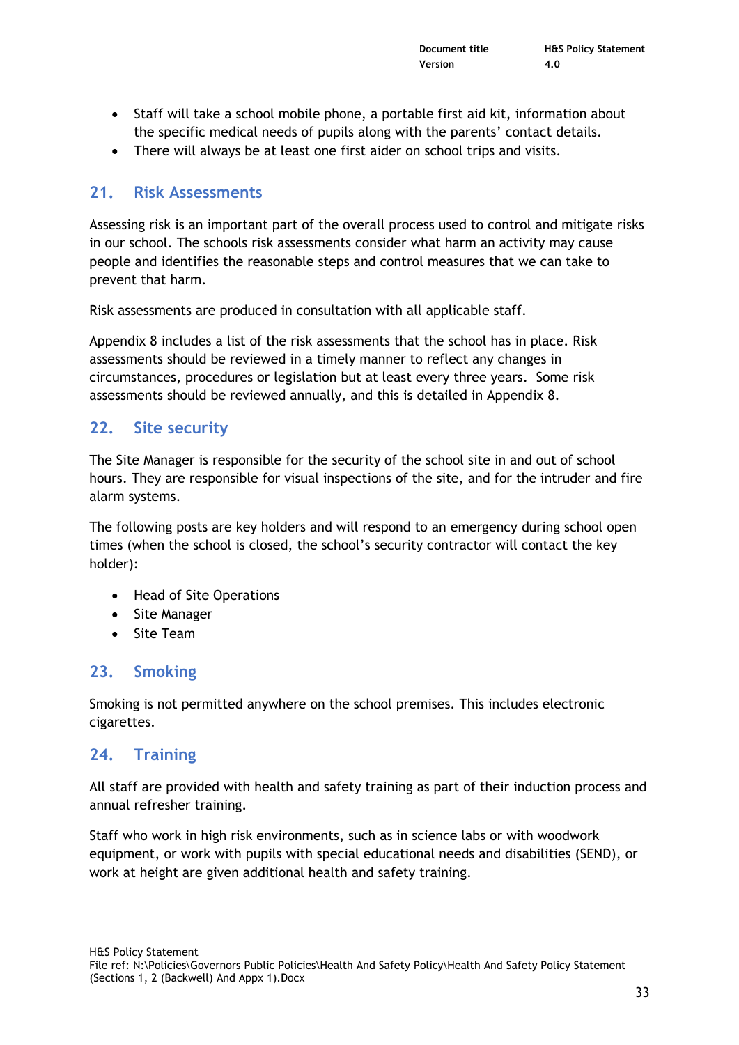- Staff will take a school mobile phone, a portable first aid kit, information about the specific medical needs of pupils along with the parents' contact details.
- There will always be at least one first aider on school trips and visits.

## 21. Risk Assessments

Assessing risk is an important part of the overall process used to control and mitigate risks in our school. The schools risk assessments consider what harm an activity may cause people and identifies the reasonable steps and control measures that we can take to prevent that harm.

Risk assessments are produced in consultation with all applicable staff.

Appendix 8 includes a list of the risk assessments that the school has in place. Risk assessments should be reviewed in a timely manner to reflect any changes in circumstances, procedures or legislation but at least every three years. Some risk assessments should be reviewed annually, and this is detailed in Appendix 8.

## 22. Site security

The Site Manager is responsible for the security of the school site in and out of school hours. They are responsible for visual inspections of the site, and for the intruder and fire alarm systems.

The following posts are key holders and will respond to an emergency during school open times (when the school is closed, the school's security contractor will contact the key holder):

- Head of Site Operations
- Site Manager
- Site Team

## 23. Smoking

Smoking is not permitted anywhere on the school premises. This includes electronic cigarettes.

## 24. Training

All staff are provided with health and safety training as part of their induction process and annual refresher training.

Staff who work in high risk environments, such as in science labs or with woodwork equipment, or work with pupils with special educational needs and disabilities (SEND), or work at height are given additional health and safety training.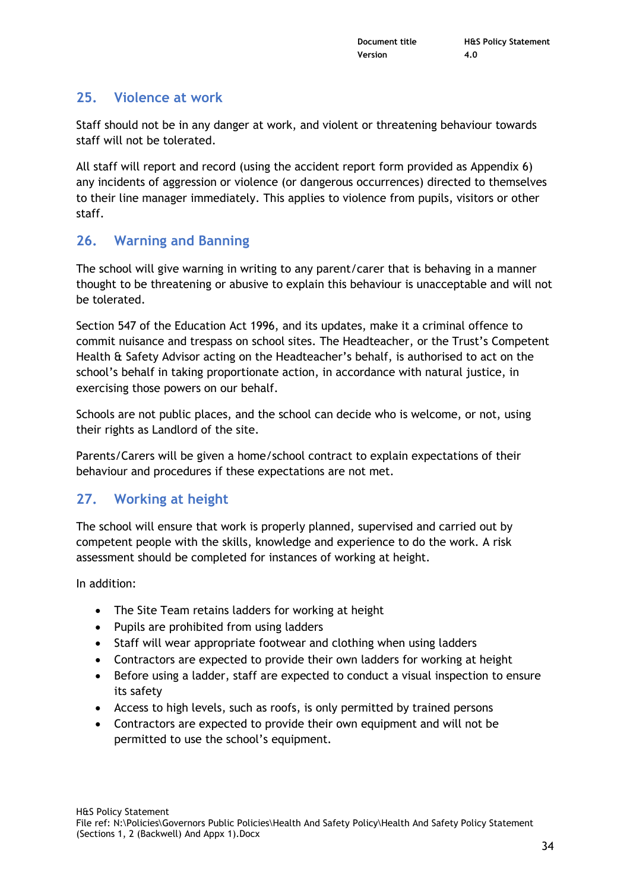## 25. Violence at work

Staff should not be in any danger at work, and violent or threatening behaviour towards staff will not be tolerated.

All staff will report and record (using the accident report form provided as Appendix 6) any incidents of aggression or violence (or dangerous occurrences) directed to themselves to their line manager immediately. This applies to violence from pupils, visitors or other staff.

## 26. Warning and Banning

The school will give warning in writing to any parent/carer that is behaving in a manner thought to be threatening or abusive to explain this behaviour is unacceptable and will not be tolerated.

Section 547 of the Education Act 1996, and its updates, make it a criminal offence to commit nuisance and trespass on school sites. The Headteacher, or the Trust's Competent Health & Safety Advisor acting on the Headteacher's behalf, is authorised to act on the school's behalf in taking proportionate action, in accordance with natural justice, in exercising those powers on our behalf.

Schools are not public places, and the school can decide who is welcome, or not, using their rights as Landlord of the site.

Parents/Carers will be given a home/school contract to explain expectations of their behaviour and procedures if these expectations are not met.

## 27. Working at height

The school will ensure that work is properly planned, supervised and carried out by competent people with the skills, knowledge and experience to do the work. A risk assessment should be completed for instances of working at height.

In addition:

- The Site Team retains ladders for working at height
- Pupils are prohibited from using ladders
- Staff will wear appropriate footwear and clothing when using ladders
- Contractors are expected to provide their own ladders for working at height
- Before using a ladder, staff are expected to conduct a visual inspection to ensure its safety
- Access to high levels, such as roofs, is only permitted by trained persons
- Contractors are expected to provide their own equipment and will not be permitted to use the school's equipment.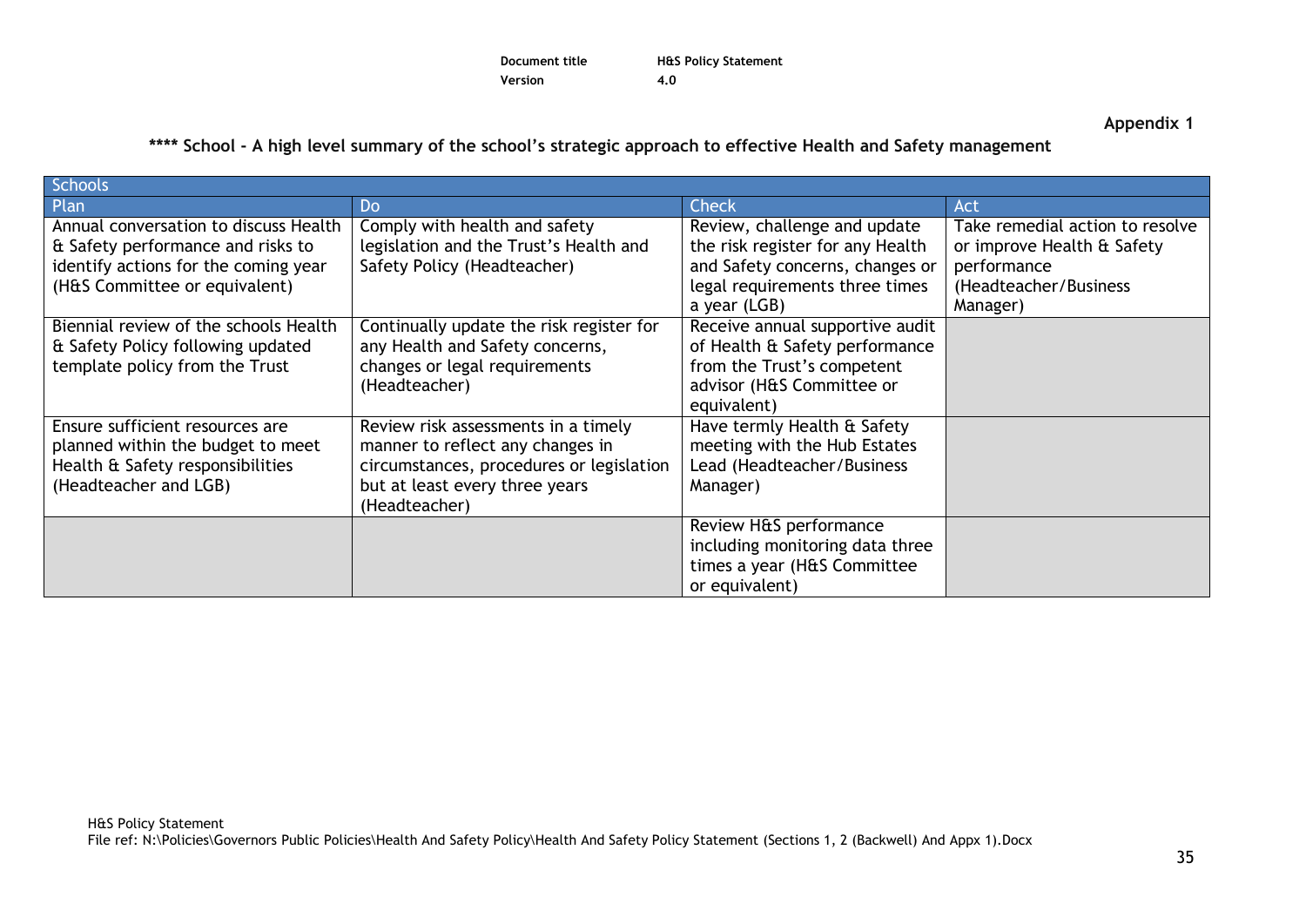Appendix 1

**\*\*\*\* School - A high level summary of the school's strategic approach to effective Health and Safety management**

| Schools | | | |
|---|---|---|---|
| **Plan** | **Do** | **Check** | **Act** |
| Annual conversation to discuss Health & Safety performance and risks to identify actions for the coming year (H&S Committee or equivalent) | Comply with health and safety legislation and the Trust's Health and Safety Policy (Headteacher) | Review, challenge and update the risk register for any Health and Safety concerns, changes or legal requirements three times a year (LGB) | Take remedial action to resolve or improve Health & Safety performance (Headteacher/Business Manager) |
| Biennial review of the schools Health & Safety Policy following updated template policy from the Trust | Continually update the risk register for any Health and Safety concerns, changes or legal requirements (Headteacher) | Receive annual supportive audit of Health & Safety performance from the Trust's competent advisor (H&S Committee or equivalent) | |
| Ensure sufficient resources are planned within the budget to meet Health & Safety responsibilities (Headteacher and LGB) | Review risk assessments in a timely manner to reflect any changes in circumstances, procedures or legislation but at least every three years (Headteacher) | Have termly Health & Safety meeting with the Hub Estates Lead (Headteacher/Business Manager) | |
| | | Review H&S performance including monitoring data three times a year (H&S Committee or equivalent) | |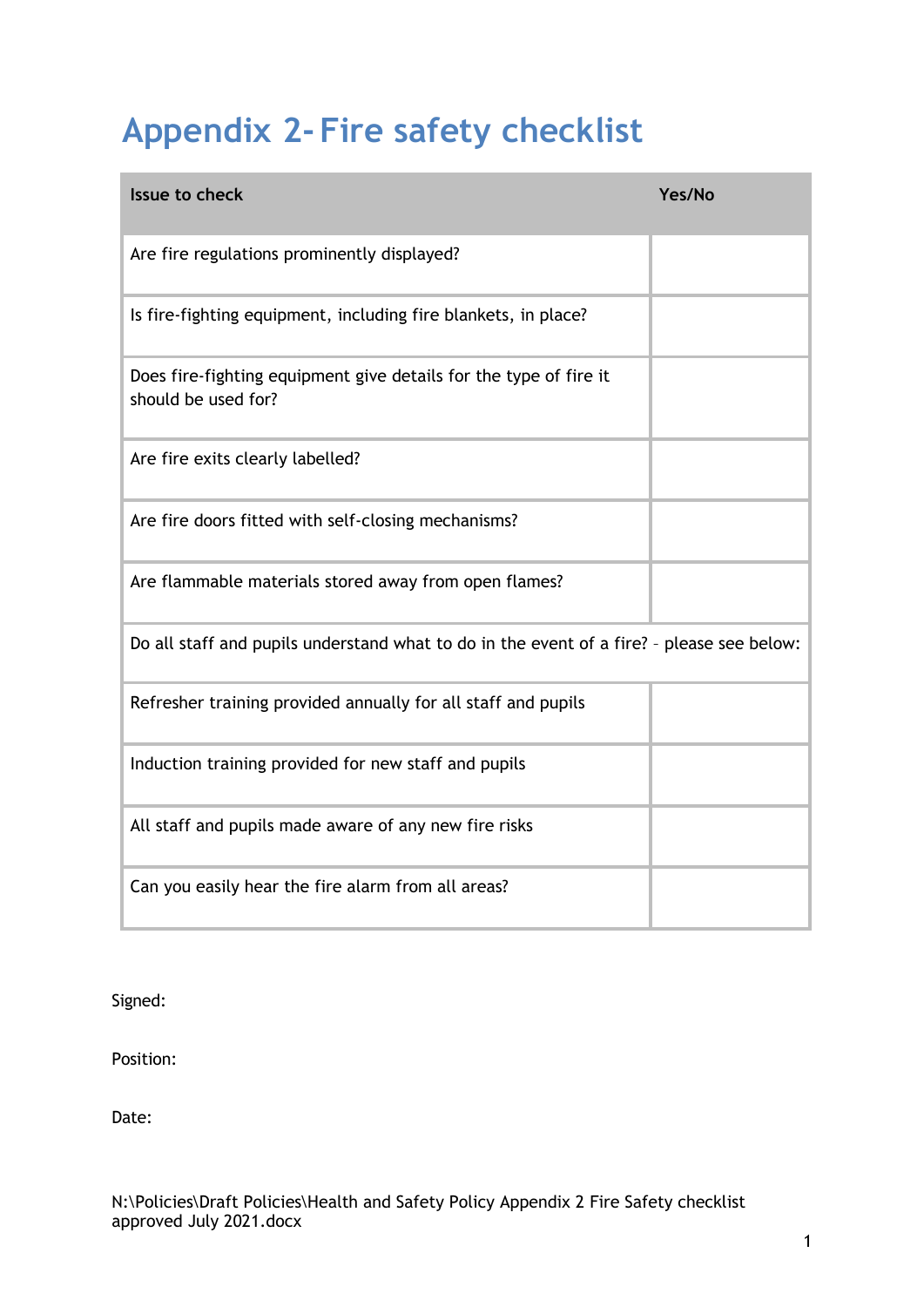# Appendix 2- Fire safety checklist

| Issue to check | Yes/No |
|---|---|
| Are fire regulations prominently displayed? | |
| Is fire-fighting equipment, including fire blankets, in place? | |
| Does fire-fighting equipment give details for the type of fire it should be used for? | |
| Are fire exits clearly labelled? | |
| Are fire doors fitted with self-closing mechanisms? | |
| Are flammable materials stored away from open flames? | |
| Do all staff and pupils understand what to do in the event of a fire? – please see below: | |
| Refresher training provided annually for all staff and pupils | |
| Induction training provided for new staff and pupils | |
| All staff and pupils made aware of any new fire risks | |
| Can you easily hear the fire alarm from all areas? | |

Signed:

Position:

Date:

N:\Policies\Draft Policies\Health and Safety Policy Appendix 2 Fire Safety checklist approved July 2021.docx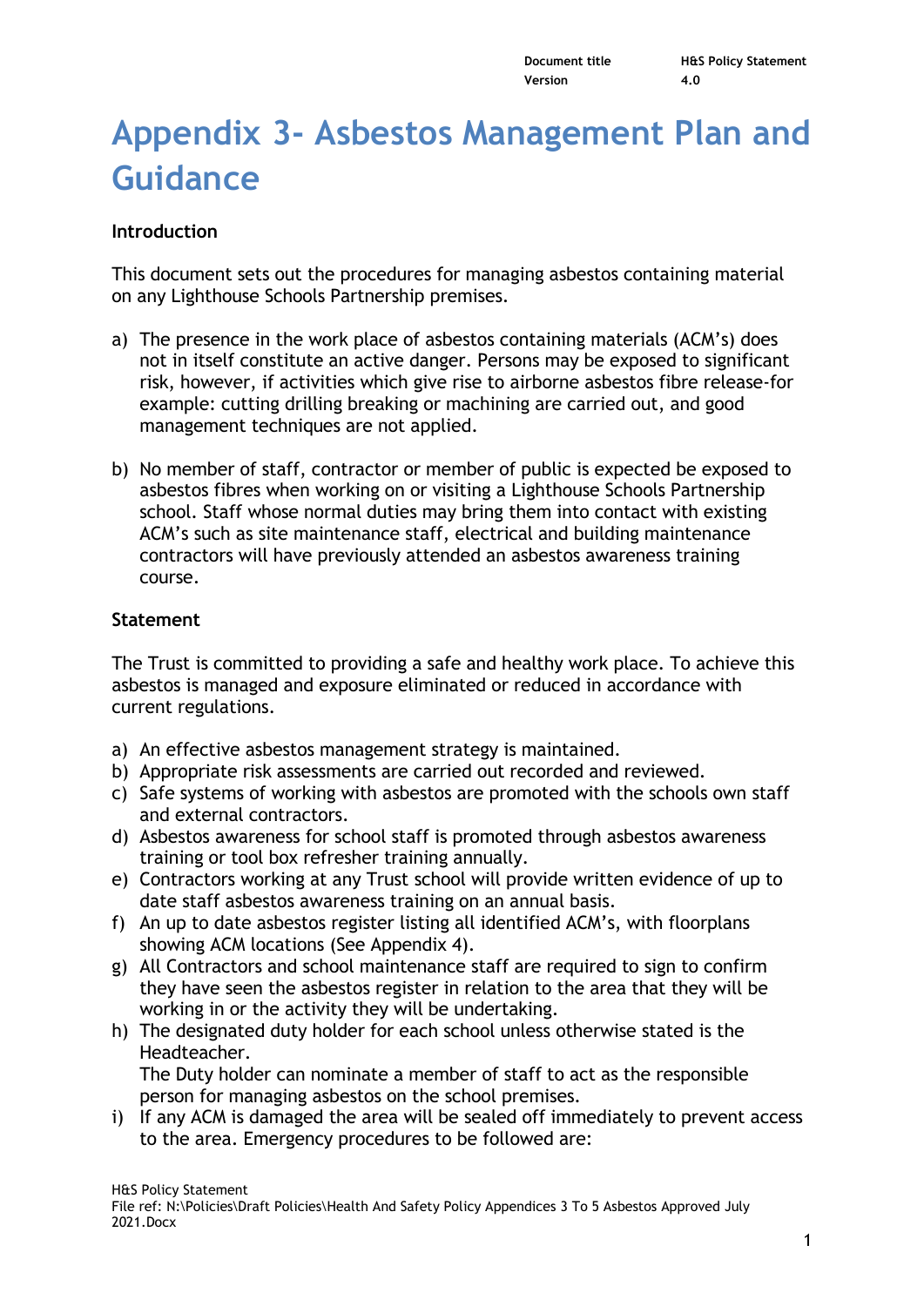# Appendix 3- Asbestos Management Plan and Guidance

**Introduction**

This document sets out the procedures for managing asbestos containing material on any Lighthouse Schools Partnership premises.

a) The presence in the work place of asbestos containing materials (ACM's) does not in itself constitute an active danger. Persons may be exposed to significant risk, however, if activities which give rise to airborne asbestos fibre release-for example: cutting drilling breaking or machining are carried out, and good management techniques are not applied.

b) No member of staff, contractor or member of public is expected be exposed to asbestos fibres when working on or visiting a Lighthouse Schools Partnership school. Staff whose normal duties may bring them into contact with existing ACM's such as site maintenance staff, electrical and building maintenance contractors will have previously attended an asbestos awareness training course.

**Statement**

The Trust is committed to providing a safe and healthy work place. To achieve this asbestos is managed and exposure eliminated or reduced in accordance with current regulations.

a) An effective asbestos management strategy is maintained.
b) Appropriate risk assessments are carried out recorded and reviewed.
c) Safe systems of working with asbestos are promoted with the schools own staff and external contractors.
d) Asbestos awareness for school staff is promoted through asbestos awareness training or tool box refresher training annually.
e) Contractors working at any Trust school will provide written evidence of up to date staff asbestos awareness training on an annual basis.
f) An up to date asbestos register listing all identified ACM's, with floorplans showing ACM locations (See Appendix 4).
g) All Contractors and school maintenance staff are required to sign to confirm they have seen the asbestos register in relation to the area that they will be working in or the activity they will be undertaking.
h) The designated duty holder for each school unless otherwise stated is the Headteacher.
   The Duty holder can nominate a member of staff to act as the responsible person for managing asbestos on the school premises.
i) If any ACM is damaged the area will be sealed off immediately to prevent access to the area. Emergency procedures to be followed are: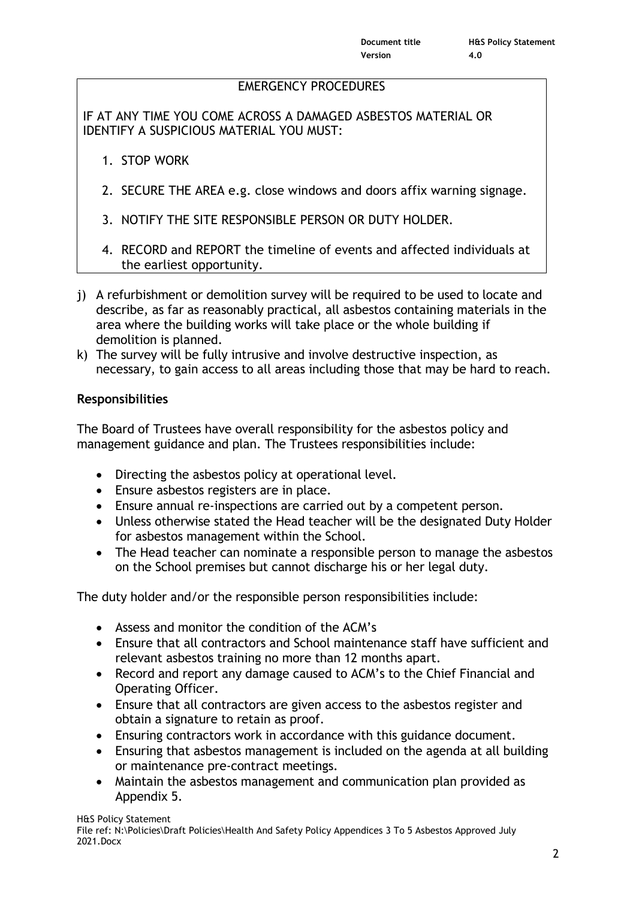EMERGENCY PROCEDURES

IF AT ANY TIME YOU COME ACROSS A DAMAGED ASBESTOS MATERIAL OR IDENTIFY A SUSPICIOUS MATERIAL YOU MUST:

1. STOP WORK
2. SECURE THE AREA e.g. close windows and doors affix warning signage.
3. NOTIFY THE SITE RESPONSIBLE PERSON OR DUTY HOLDER.
4. RECORD and REPORT the timeline of events and affected individuals at the earliest opportunity.

j) A refurbishment or demolition survey will be required to be used to locate and describe, as far as reasonably practical, all asbestos containing materials in the area where the building works will take place or the whole building if demolition is planned.
k) The survey will be fully intrusive and involve destructive inspection, as necessary, to gain access to all areas including those that may be hard to reach.

**Responsibilities**

The Board of Trustees have overall responsibility for the asbestos policy and management guidance and plan. The Trustees responsibilities include:

- Directing the asbestos policy at operational level.
- Ensure asbestos registers are in place.
- Ensure annual re-inspections are carried out by a competent person.
- Unless otherwise stated the Head teacher will be the designated Duty Holder for asbestos management within the School.
- The Head teacher can nominate a responsible person to manage the asbestos on the School premises but cannot discharge his or her legal duty.

The duty holder and/or the responsible person responsibilities include:

- Assess and monitor the condition of the ACM's
- Ensure that all contractors and School maintenance staff have sufficient and relevant asbestos training no more than 12 months apart.
- Record and report any damage caused to ACM's to the Chief Financial and Operating Officer.
- Ensure that all contractors are given access to the asbestos register and obtain a signature to retain as proof.
- Ensuring contractors work in accordance with this guidance document.
- Ensuring that asbestos management is included on the agenda at all building or maintenance pre-contract meetings.
- Maintain the asbestos management and communication plan provided as Appendix 5.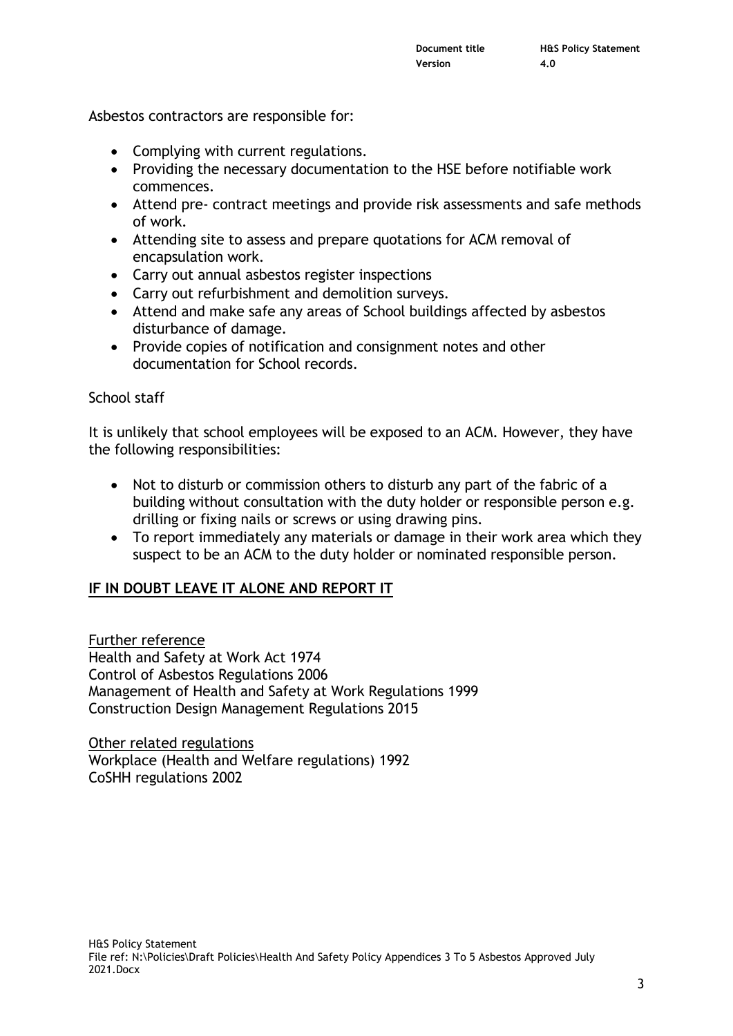Asbestos contractors are responsible for:

- Complying with current regulations.
- Providing the necessary documentation to the HSE before notifiable work commences.
- Attend pre- contract meetings and provide risk assessments and safe methods of work.
- Attending site to assess and prepare quotations for ACM removal of encapsulation work.
- Carry out annual asbestos register inspections
- Carry out refurbishment and demolition surveys.
- Attend and make safe any areas of School buildings affected by asbestos disturbance of damage.
- Provide copies of notification and consignment notes and other documentation for School records.

School staff

It is unlikely that school employees will be exposed to an ACM. However, they have the following responsibilities:

- Not to disturb or commission others to disturb any part of the fabric of a building without consultation with the duty holder or responsible person e.g. drilling or fixing nails or screws or using drawing pins.
- To report immediately any materials or damage in their work area which they suspect to be an ACM to the duty holder or nominated responsible person.

**IF IN DOUBT LEAVE IT ALONE AND REPORT IT**

Further reference
Health and Safety at Work Act 1974
Control of Asbestos Regulations 2006
Management of Health and Safety at Work Regulations 1999
Construction Design Management Regulations 2015

Other related regulations
Workplace (Health and Welfare regulations) 1992
CoSHH regulations 2002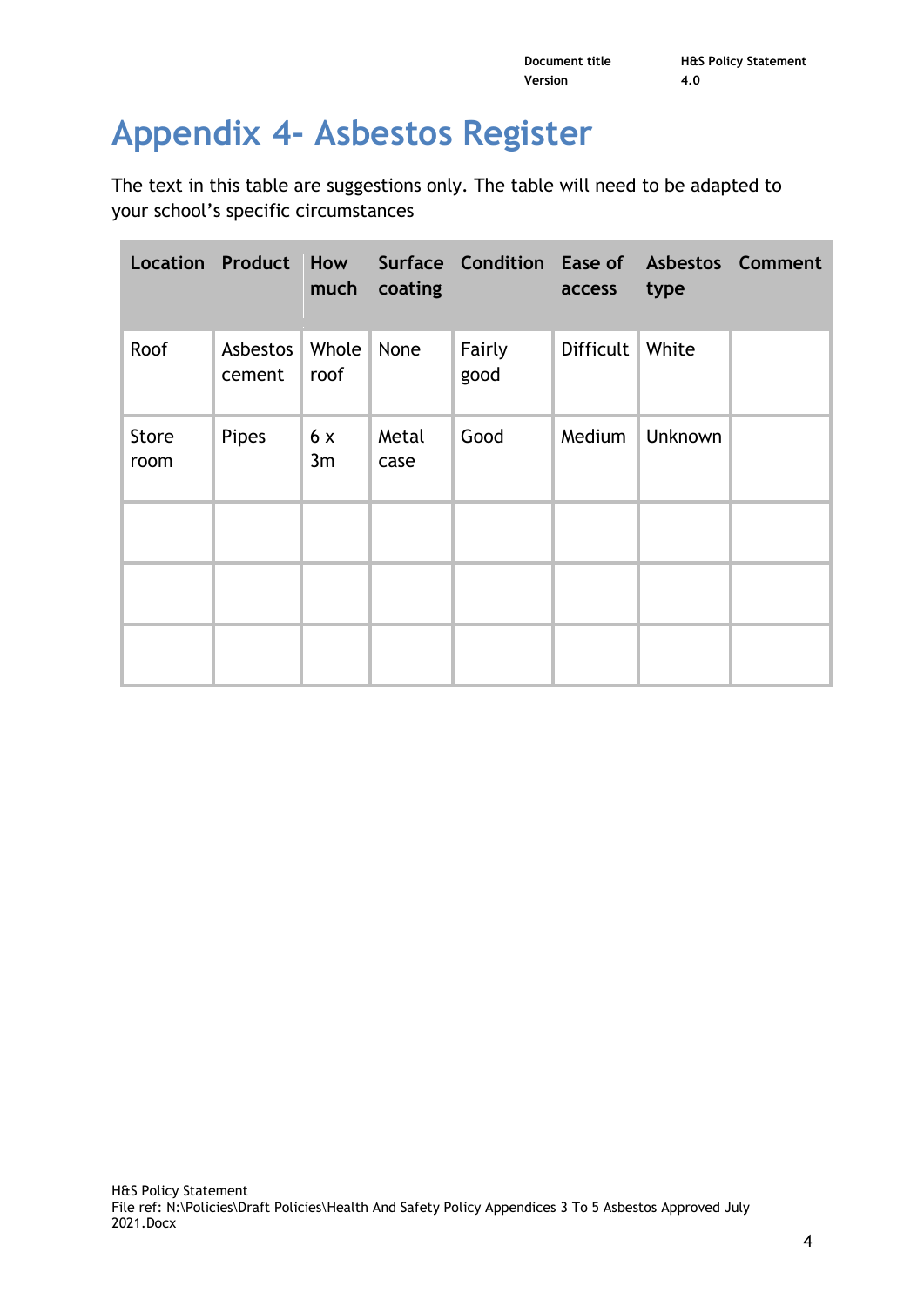# Appendix 4- Asbestos Register

The text in this table are suggestions only. The table will need to be adapted to your school's specific circumstances

| Location | Product | How much | Surface coating | Condition | Ease of access | Asbestos type | Comment |
|---|---|---|---|---|---|---|---|
| Roof | Asbestos cement | Whole roof | None | Fairly good | Difficult | White | |
| Store room | Pipes | 6 x 3m | Metal case | Good | Medium | Unknown | |
| | | | | | | | |
| | | | | | | | |
| | | | | | | | |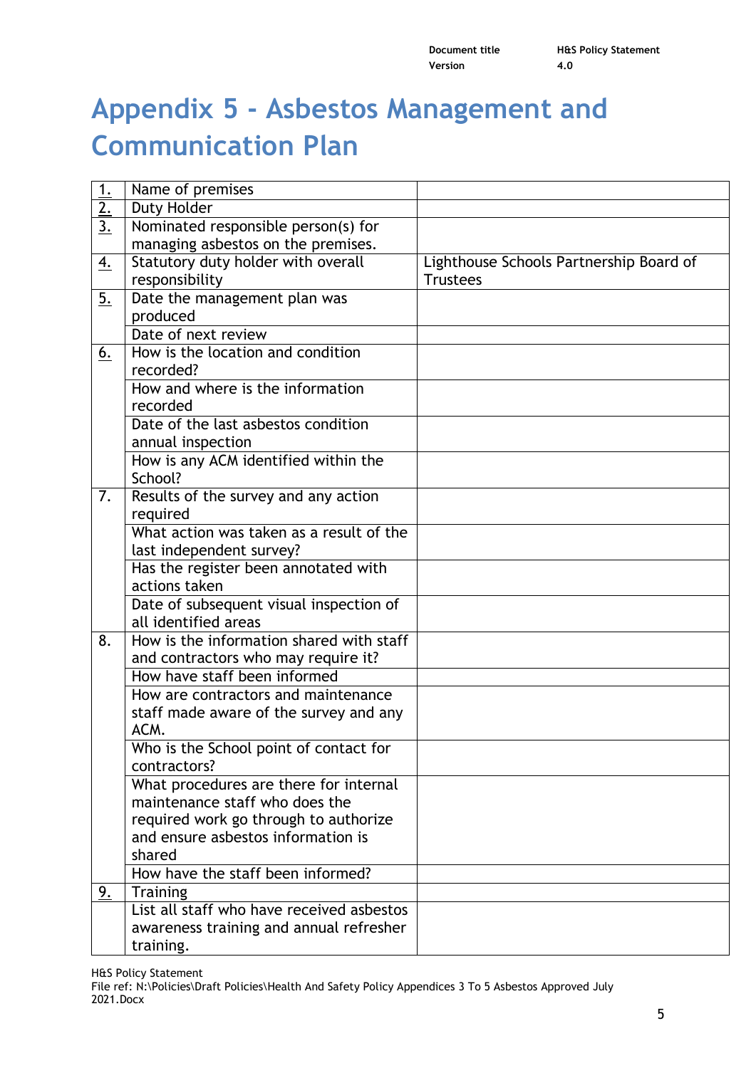# Appendix 5 - Asbestos Management and Communication Plan

| | | |
|---|---|---|
| 1. | Name of premises | |
| 2. | Duty Holder | |
| 3. | Nominated responsible person(s) for managing asbestos on the premises. | |
| 4. | Statutory duty holder with overall responsibility | Lighthouse Schools Partnership Board of Trustees |
| 5. | Date the management plan was produced | |
| | Date of next review | |
| 6. | How is the location and condition recorded? | |
| | How and where is the information recorded | |
| | Date of the last asbestos condition annual inspection | |
| | How is any ACM identified within the School? | |
| 7. | Results of the survey and any action required | |
| | What action was taken as a result of the last independent survey? | |
| | Has the register been annotated with actions taken | |
| | Date of subsequent visual inspection of all identified areas | |
| 8. | How is the information shared with staff and contractors who may require it? | |
| | How have staff been informed | |
| | How are contractors and maintenance staff made aware of the survey and any ACM. | |
| | Who is the School point of contact for contractors? | |
| | What procedures are there for internal maintenance staff who does the required work go through to authorize and ensure asbestos information is shared | |
| | How have the staff been informed? | |
| 9. | Training | |
| | List all staff who have received asbestos awareness training and annual refresher training. | |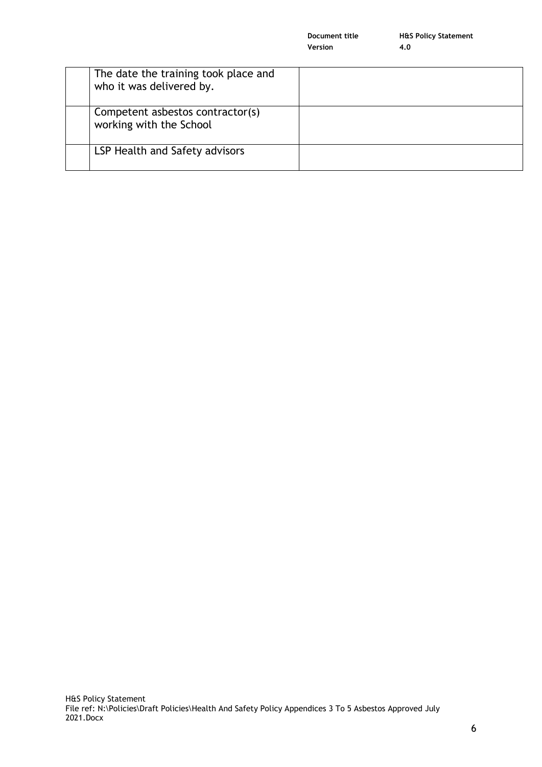|  |  |  |
|---|---|---|
|  | The date the training took place and who it was delivered by. |  |
|  | Competent asbestos contractor(s) working with the School |  |
|  | LSP Health and Safety advisors |  |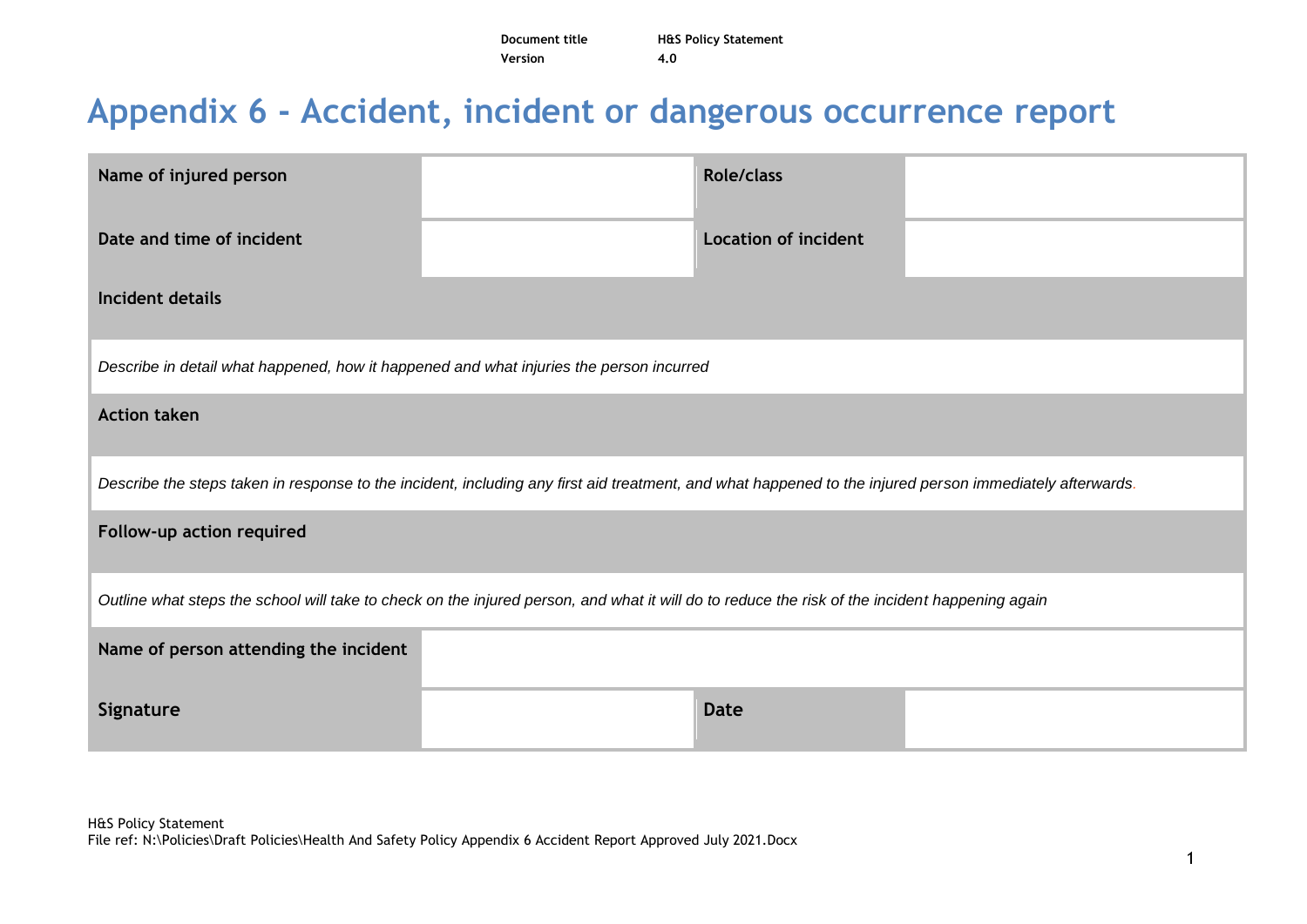# Appendix 6 - Accident, incident or dangerous occurrence report

| Name of injured person | | Role/class | |
|---|---|---|---|
| Date and time of incident | | Location of incident | |
| Incident details | | | |
| *Describe in detail what happened, how it happened and what injuries the person incurred* | | | |
| Action taken | | | |
| *Describe the steps taken in response to the incident, including any first aid treatment, and what happened to the injured person immediately afterwards.* | | | |
| Follow-up action required | | | |
| *Outline what steps the school will take to check on the injured person, and what it will do to reduce the risk of the incident happening again* | | | |
| Name of person attending the incident | | | |
| Signature | | Date | |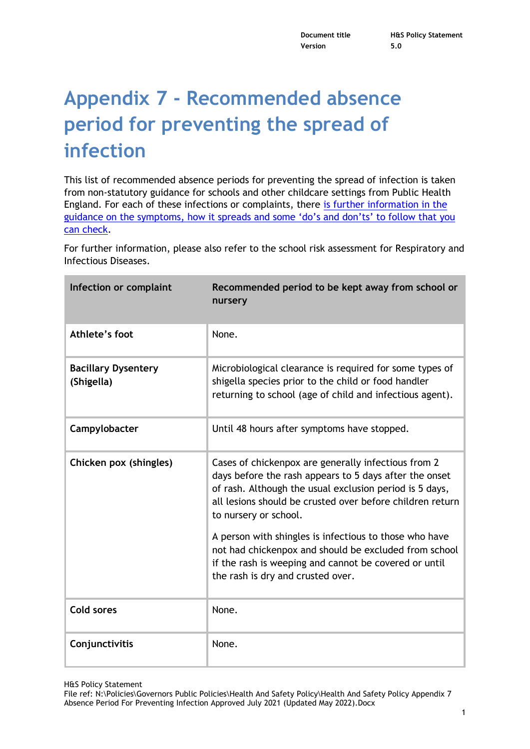# Appendix 7 - Recommended absence period for preventing the spread of infection

This list of recommended absence periods for preventing the spread of infection is taken from non-statutory guidance for schools and other childcare settings from Public Health England. For each of these infections or complaints, there is further information in the guidance on the symptoms, how it spreads and some 'do's and don'ts' to follow that you can check.

For further information, please also refer to the school risk assessment for Respiratory and Infectious Diseases.

| Infection or complaint | Recommended period to be kept away from school or nursery |
|---|---|
| **Athlete's foot** | None. |
| **Bacillary Dysentery (Shigella)** | Microbiological clearance is required for some types of shigella species prior to the child or food handler returning to school (age of child and infectious agent). |
| **Campylobacter** | Until 48 hours after symptoms have stopped. |
| **Chicken pox (shingles)** | Cases of chickenpox are generally infectious from 2 days before the rash appears to 5 days after the onset of rash. Although the usual exclusion period is 5 days, all lesions should be crusted over before children return to nursery or school.<br><br>A person with shingles is infectious to those who have not had chickenpox and should be excluded from school if the rash is weeping and cannot be covered or until the rash is dry and crusted over. |
| **Cold sores** | None. |
| **Conjunctivitis** | None. |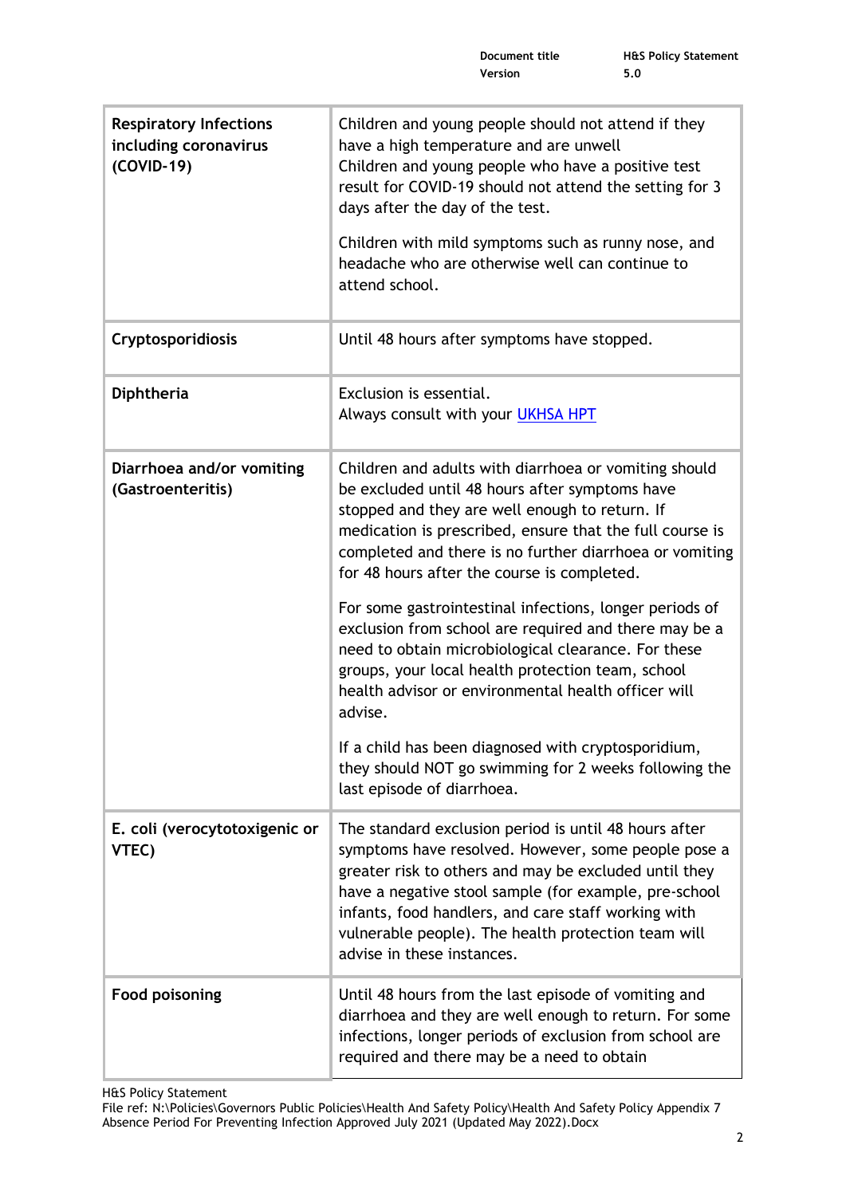| | |
|---|---|
| **Respiratory Infections including coronavirus (COVID-19)** | Children and young people should not attend if they have a high temperature and are unwell<br>Children and young people who have a positive test result for COVID-19 should not attend the setting for 3 days after the day of the test.<br><br>Children with mild symptoms such as runny nose, and headache who are otherwise well can continue to attend school. |
| **Cryptosporidiosis** | Until 48 hours after symptoms have stopped. |
| **Diphtheria** | Exclusion is essential.<br>Always consult with your [UKHSA HPT] |
| **Diarrhoea and/or vomiting (Gastroenteritis)** | Children and adults with diarrhoea or vomiting should be excluded until 48 hours after symptoms have stopped and they are well enough to return. If medication is prescribed, ensure that the full course is completed and there is no further diarrhoea or vomiting for 48 hours after the course is completed.<br><br>For some gastrointestinal infections, longer periods of exclusion from school are required and there may be a need to obtain microbiological clearance. For these groups, your local health protection team, school health advisor or environmental health officer will advise.<br><br>If a child has been diagnosed with cryptosporidium, they should NOT go swimming for 2 weeks following the last episode of diarrhoea. |
| **E. coli (verocytotoxigenic or VTEC)** | The standard exclusion period is until 48 hours after symptoms have resolved. However, some people pose a greater risk to others and may be excluded until they have a negative stool sample (for example, pre-school infants, food handlers, and care staff working with vulnerable people). The health protection team will advise in these instances. |
| **Food poisoning** | Until 48 hours from the last episode of vomiting and diarrhoea and they are well enough to return. For some infections, longer periods of exclusion from school are required and there may be a need to obtain |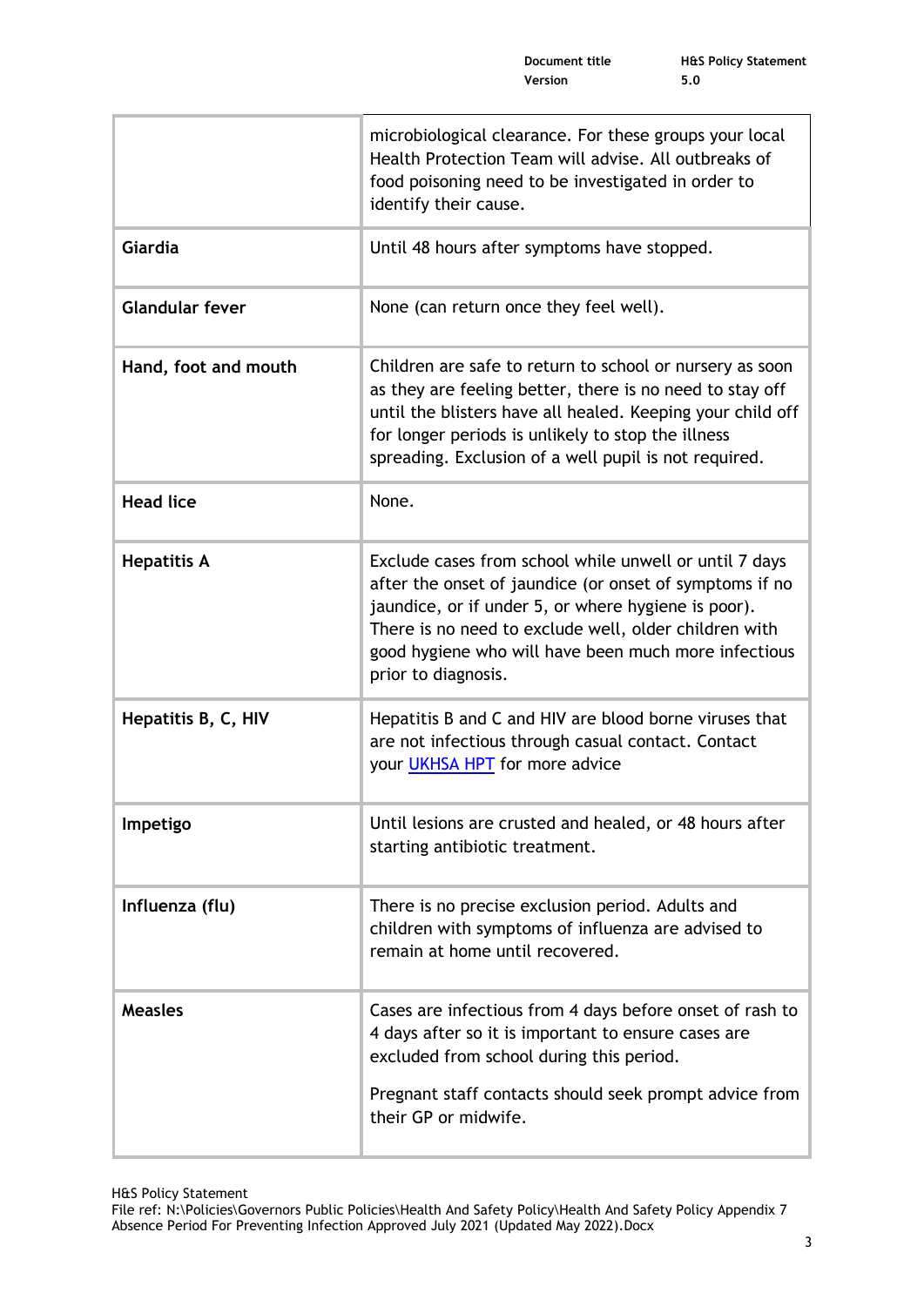| | |
|---|---|
| | microbiological clearance. For these groups your local Health Protection Team will advise. All outbreaks of food poisoning need to be investigated in order to identify their cause. |
| **Giardia** | Until 48 hours after symptoms have stopped. |
| **Glandular fever** | None (can return once they feel well). |
| **Hand, foot and mouth** | Children are safe to return to school or nursery as soon as they are feeling better, there is no need to stay off until the blisters have all healed. Keeping your child off for longer periods is unlikely to stop the illness spreading. Exclusion of a well pupil is not required. |
| **Head lice** | None. |
| **Hepatitis A** | Exclude cases from school while unwell or until 7 days after the onset of jaundice (or onset of symptoms if no jaundice, or if under 5, or where hygiene is poor). There is no need to exclude well, older children with good hygiene who will have been much more infectious prior to diagnosis. |
| **Hepatitis B, C, HIV** | Hepatitis B and C and HIV are blood borne viruses that are not infectious through casual contact. Contact your UKHSA HPT for more advice |
| **Impetigo** | Until lesions are crusted and healed, or 48 hours after starting antibiotic treatment. |
| **Influenza (flu)** | There is no precise exclusion period. Adults and children with symptoms of influenza are advised to remain at home until recovered. |
| **Measles** | Cases are infectious from 4 days before onset of rash to 4 days after so it is important to ensure cases are excluded from school during this period.<br><br>Pregnant staff contacts should seek prompt advice from their GP or midwife. |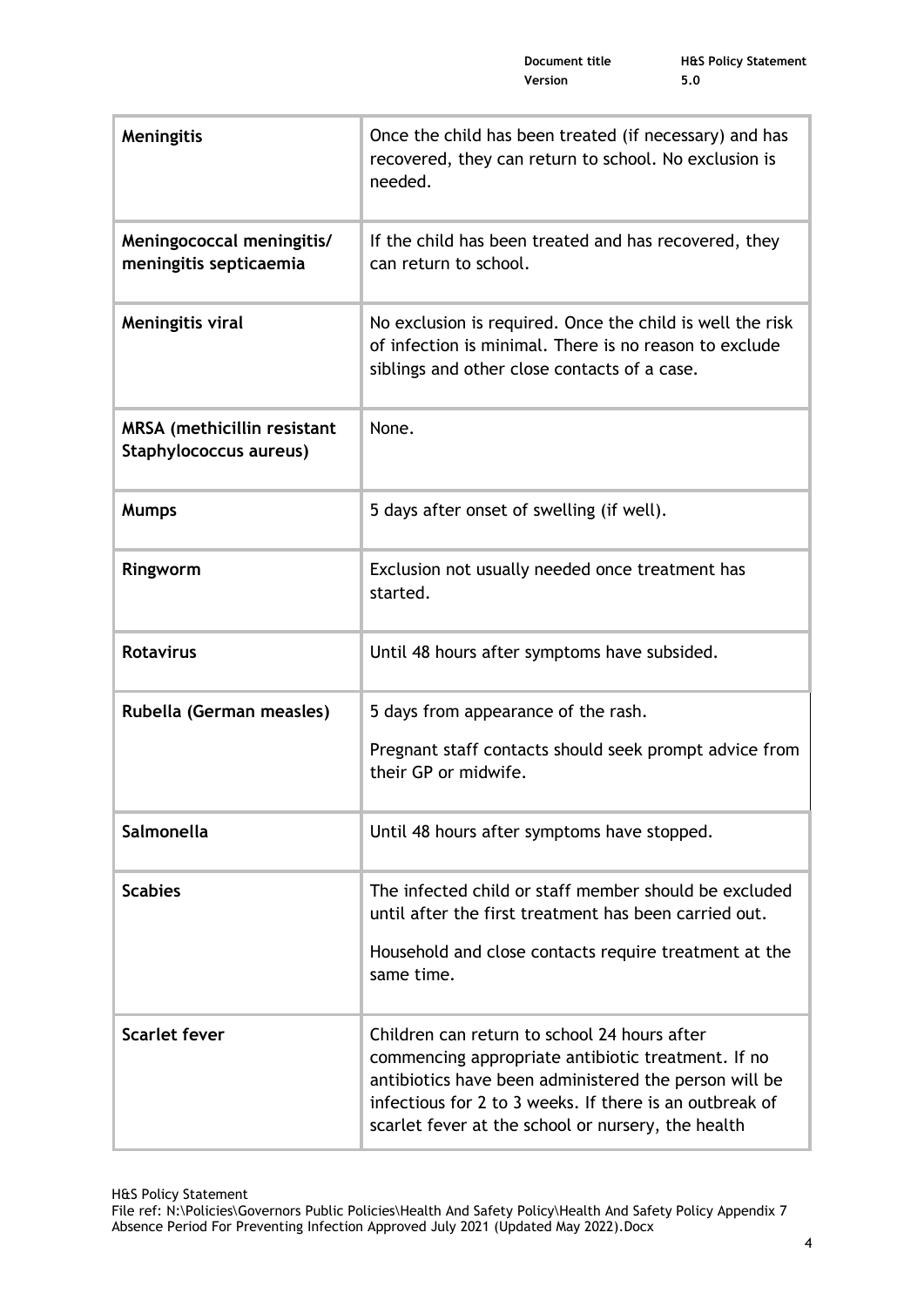| | |
|---|---|
| **Meningitis** | Once the child has been treated (if necessary) and has recovered, they can return to school. No exclusion is needed. |
| **Meningococcal meningitis/ meningitis septicaemia** | If the child has been treated and has recovered, they can return to school. |
| **Meningitis viral** | No exclusion is required. Once the child is well the risk of infection is minimal. There is no reason to exclude siblings and other close contacts of a case. |
| **MRSA (methicillin resistant Staphylococcus aureus)** | None. |
| **Mumps** | 5 days after onset of swelling (if well). |
| **Ringworm** | Exclusion not usually needed once treatment has started. |
| **Rotavirus** | Until 48 hours after symptoms have subsided. |
| **Rubella (German measles)** | 5 days from appearance of the rash.<br><br>Pregnant staff contacts should seek prompt advice from their GP or midwife. |
| **Salmonella** | Until 48 hours after symptoms have stopped. |
| **Scabies** | The infected child or staff member should be excluded until after the first treatment has been carried out.<br><br>Household and close contacts require treatment at the same time. |
| **Scarlet fever** | Children can return to school 24 hours after commencing appropriate antibiotic treatment. If no antibiotics have been administered the person will be infectious for 2 to 3 weeks. If there is an outbreak of scarlet fever at the school or nursery, the health |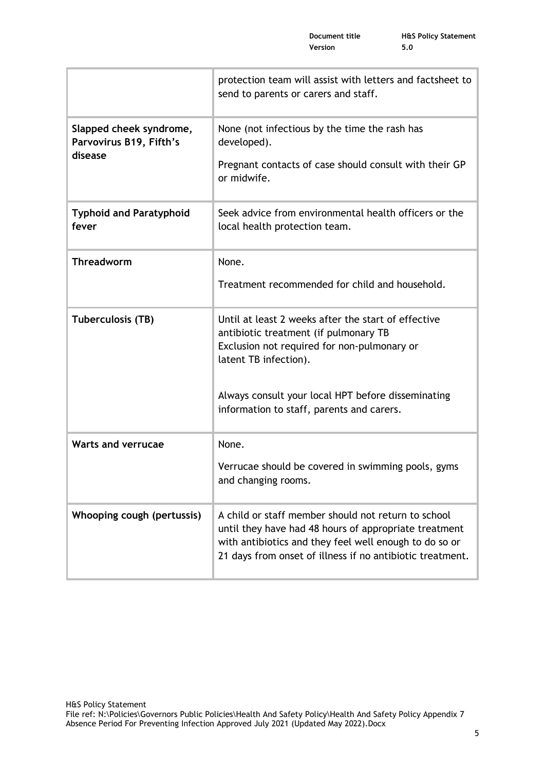| | |
|---|---|
| | protection team will assist with letters and factsheet to send to parents or carers and staff. |
| **Slapped cheek syndrome, Parvovirus B19, Fifth's disease** | None (not infectious by the time the rash has developed).<br><br>Pregnant contacts of case should consult with their GP or midwife. |
| **Typhoid and Paratyphoid fever** | Seek advice from environmental health officers or the local health protection team. |
| **Threadworm** | None.<br><br>Treatment recommended for child and household. |
| **Tuberculosis (TB)** | Until at least 2 weeks after the start of effective antibiotic treatment (if pulmonary TB<br>Exclusion not required for non-pulmonary or latent TB infection).<br><br>Always consult your local HPT before disseminating information to staff, parents and carers. |
| **Warts and verrucae** | None.<br><br>Verrucae should be covered in swimming pools, gyms and changing rooms. |
| **Whooping cough (pertussis)** | A child or staff member should not return to school until they have had 48 hours of appropriate treatment with antibiotics and they feel well enough to do so or 21 days from onset of illness if no antibiotic treatment. |